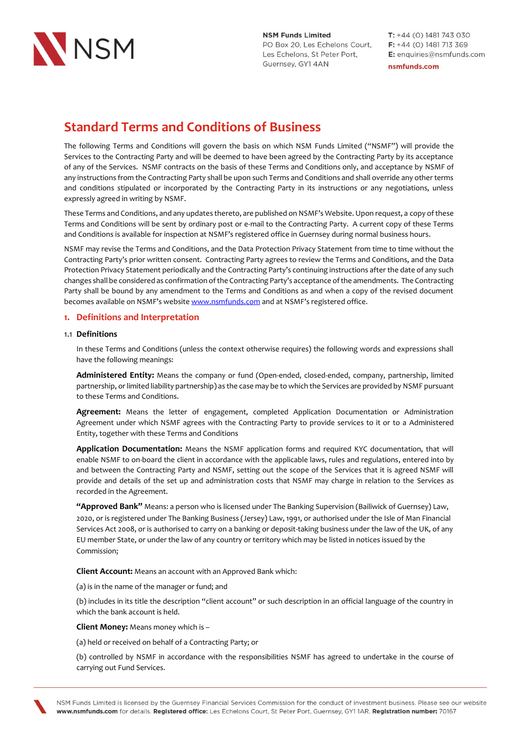NSM

**NSM Funds Limited**
PO Box 20, Les Echelons Court,
Les Echelons, St Peter Port,
Guernsey, GY1 4AN

**T:** +44 (0) 1481 743 030
**F:** +44 (0) 1481 713 369
**E:** enquiries@nsmfunds.com
**nsmfunds.com**

# Standard Terms and Conditions of Business

The following Terms and Conditions will govern the basis on which NSM Funds Limited ("NSMF") will provide the Services to the Contracting Party and will be deemed to have been agreed by the Contracting Party by its acceptance of any of the Services. NSMF contracts on the basis of these Terms and Conditions only, and acceptance by NSMF of any instructions from the Contracting Party shall be upon such Terms and Conditions and shall override any other terms and conditions stipulated or incorporated by the Contracting Party in its instructions or any negotiations, unless expressly agreed in writing by NSMF.

These Terms and Conditions, and any updates thereto, are published on NSMF's Website. Upon request, a copy of these Terms and Conditions will be sent by ordinary post or e-mail to the Contracting Party. A current copy of these Terms and Conditions is available for inspection at NSMF's registered office in Guernsey during normal business hours.

NSMF may revise the Terms and Conditions, and the Data Protection Privacy Statement from time to time without the Contracting Party's prior written consent. Contracting Party agrees to review the Terms and Conditions, and the Data Protection Privacy Statement periodically and the Contracting Party's continuing instructions after the date of any such changes shall be considered as confirmation of the Contracting Party's acceptance of the amendments. The Contracting Party shall be bound by any amendment to the Terms and Conditions as and when a copy of the revised document becomes available on NSMF's website www.nsmfunds.com and at NSMF's registered office.

## 1. Definitions and Interpretation

### 1.1 Definitions

In these Terms and Conditions (unless the context otherwise requires) the following words and expressions shall have the following meanings:

**Administered Entity:** Means the company or fund (Open-ended, closed-ended, company, partnership, limited partnership, or limited liability partnership) as the case may be to which the Services are provided by NSMF pursuant to these Terms and Conditions.

**Agreement:** Means the letter of engagement, completed Application Documentation or Administration Agreement under which NSMF agrees with the Contracting Party to provide services to it or to a Administered Entity, together with these Terms and Conditions

**Application Documentation:** Means the NSMF application forms and required KYC documentation, that will enable NSMF to on-board the client in accordance with the applicable laws, rules and regulations, entered into by and between the Contracting Party and NSMF, setting out the scope of the Services that it is agreed NSMF will provide and details of the set up and administration costs that NSMF may charge in relation to the Services as recorded in the Agreement.

**"Approved Bank"** Means: a person who is licensed under The Banking Supervision (Bailiwick of Guernsey) Law, 2020, or is registered under The Banking Business (Jersey) Law, 1991, or authorised under the Isle of Man Financial Services Act 2008, or is authorised to carry on a banking or deposit-taking business under the law of the UK, of any EU member State, or under the law of any country or territory which may be listed in notices issued by the Commission;

**Client Account:** Means an account with an Approved Bank which:

(a) is in the name of the manager or fund; and

(b) includes in its title the description "client account" or such description in an official language of the country in which the bank account is held.

**Client Money:** Means money which is –

(a) held or received on behalf of a Contracting Party; or

(b) controlled by NSMF in accordance with the responsibilities NSMF has agreed to undertake in the course of carrying out Fund Services.

NSM Funds Limited is licensed by the Guernsey Financial Services Commission for the conduct of investment business. Please see our website **www.nsmfunds.com** for details. **Registered office:** Les Echelons Court, St Peter Port, Guernsey, GY1 1AR. **Registration number:** 70167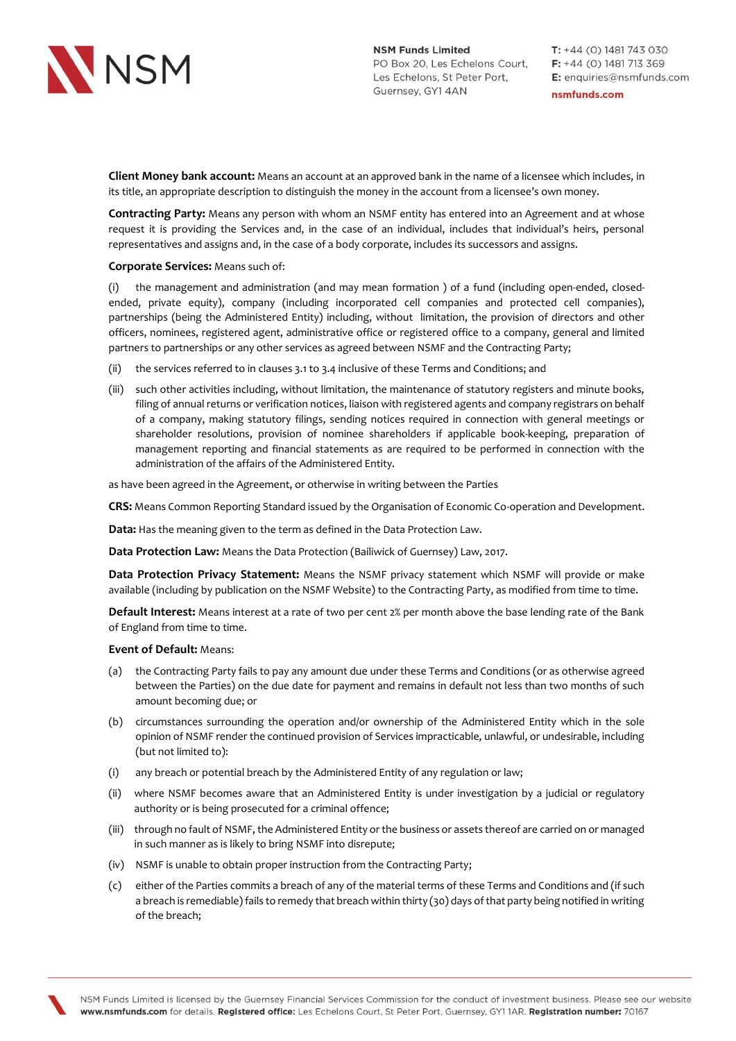**Client Money bank account:** Means an account at an approved bank in the name of a licensee which includes, in its title, an appropriate description to distinguish the money in the account from a licensee's own money.

**Contracting Party:** Means any person with whom an NSMF entity has entered into an Agreement and at whose request it is providing the Services and, in the case of an individual, includes that individual's heirs, personal representatives and assigns and, in the case of a body corporate, includes its successors and assigns.

**Corporate Services:** Means such of:

(i) the management and administration (and may mean formation ) of a fund (including open-ended, closed-ended, private equity), company (including incorporated cell companies and protected cell companies), partnerships (being the Administered Entity) including, without limitation, the provision of directors and other officers, nominees, registered agent, administrative office or registered office to a company, general and limited partners to partnerships or any other services as agreed between NSMF and the Contracting Party;

(ii) the services referred to in clauses 3.1 to 3.4 inclusive of these Terms and Conditions; and

(iii) such other activities including, without limitation, the maintenance of statutory registers and minute books, filing of annual returns or verification notices, liaison with registered agents and company registrars on behalf of a company, making statutory filings, sending notices required in connection with general meetings or shareholder resolutions, provision of nominee shareholders if applicable book-keeping, preparation of management reporting and financial statements as are required to be performed in connection with the administration of the affairs of the Administered Entity.

as have been agreed in the Agreement, or otherwise in writing between the Parties

**CRS:** Means Common Reporting Standard issued by the Organisation of Economic Co-operation and Development.

**Data:** Has the meaning given to the term as defined in the Data Protection Law.

**Data Protection Law:** Means the Data Protection (Bailiwick of Guernsey) Law, 2017.

**Data Protection Privacy Statement:** Means the NSMF privacy statement which NSMF will provide or make available (including by publication on the NSMF Website) to the Contracting Party, as modified from time to time.

**Default Interest:** Means interest at a rate of two per cent 2% per month above the base lending rate of the Bank of England from time to time.

**Event of Default:** Means:

(a) the Contracting Party fails to pay any amount due under these Terms and Conditions (or as otherwise agreed between the Parties) on the due date for payment and remains in default not less than two months of such amount becoming due; or

(b) circumstances surrounding the operation and/or ownership of the Administered Entity which in the sole opinion of NSMF render the continued provision of Services impracticable, unlawful, or undesirable, including (but not limited to):

(i) any breach or potential breach by the Administered Entity of any regulation or law;

(ii) where NSMF becomes aware that an Administered Entity is under investigation by a judicial or regulatory authority or is being prosecuted for a criminal offence;

(iii) through no fault of NSMF, the Administered Entity or the business or assets thereof are carried on or managed in such manner as is likely to bring NSMF into disrepute;

(iv) NSMF is unable to obtain proper instruction from the Contracting Party;

(c) either of the Parties commits a breach of any of the material terms of these Terms and Conditions and (if such a breach is remediable) fails to remedy that breach within thirty (30) days of that party being notified in writing of the breach;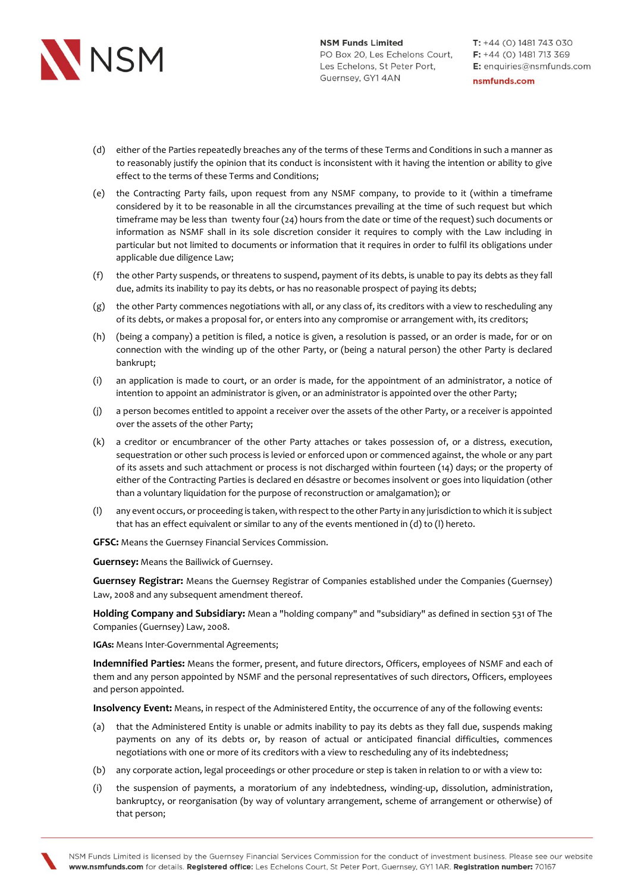(d) either of the Parties repeatedly breaches any of the terms of these Terms and Conditions in such a manner as to reasonably justify the opinion that its conduct is inconsistent with it having the intention or ability to give effect to the terms of these Terms and Conditions;

(e) the Contracting Party fails, upon request from any NSMF company, to provide to it (within a timeframe considered by it to be reasonable in all the circumstances prevailing at the time of such request but which timeframe may be less than twenty four (24) hours from the date or time of the request) such documents or information as NSMF shall in its sole discretion consider it requires to comply with the Law including in particular but not limited to documents or information that it requires in order to fulfil its obligations under applicable due diligence Law;

(f) the other Party suspends, or threatens to suspend, payment of its debts, is unable to pay its debts as they fall due, admits its inability to pay its debts, or has no reasonable prospect of paying its debts;

(g) the other Party commences negotiations with all, or any class of, its creditors with a view to rescheduling any of its debts, or makes a proposal for, or enters into any compromise or arrangement with, its creditors;

(h) (being a company) a petition is filed, a notice is given, a resolution is passed, or an order is made, for or on connection with the winding up of the other Party, or (being a natural person) the other Party is declared bankrupt;

(i) an application is made to court, or an order is made, for the appointment of an administrator, a notice of intention to appoint an administrator is given, or an administrator is appointed over the other Party;

(j) a person becomes entitled to appoint a receiver over the assets of the other Party, or a receiver is appointed over the assets of the other Party;

(k) a creditor or encumbrancer of the other Party attaches or takes possession of, or a distress, execution, sequestration or other such process is levied or enforced upon or commenced against, the whole or any part of its assets and such attachment or process is not discharged within fourteen (14) days; or the property of either of the Contracting Parties is declared en désastre or becomes insolvent or goes into liquidation (other than a voluntary liquidation for the purpose of reconstruction or amalgamation); or

(l) any event occurs, or proceeding is taken, with respect to the other Party in any jurisdiction to which it is subject that has an effect equivalent or similar to any of the events mentioned in (d) to (l) hereto.

**GFSC:** Means the Guernsey Financial Services Commission.

**Guernsey:** Means the Bailiwick of Guernsey.

**Guernsey Registrar:** Means the Guernsey Registrar of Companies established under the Companies (Guernsey) Law, 2008 and any subsequent amendment thereof.

**Holding Company and Subsidiary:** Mean a "holding company" and "subsidiary" as defined in section 531 of The Companies (Guernsey) Law, 2008.

**IGAs:** Means Inter-Governmental Agreements;

**Indemnified Parties:** Means the former, present, and future directors, Officers, employees of NSMF and each of them and any person appointed by NSMF and the personal representatives of such directors, Officers, employees and person appointed.

**Insolvency Event:** Means, in respect of the Administered Entity, the occurrence of any of the following events:

(a) that the Administered Entity is unable or admits inability to pay its debts as they fall due, suspends making payments on any of its debts or, by reason of actual or anticipated financial difficulties, commences negotiations with one or more of its creditors with a view to rescheduling any of its indebtedness;

(b) any corporate action, legal proceedings or other procedure or step is taken in relation to or with a view to:

(i) the suspension of payments, a moratorium of any indebtedness, winding-up, dissolution, administration, bankruptcy, or reorganisation (by way of voluntary arrangement, scheme of arrangement or otherwise) of that person;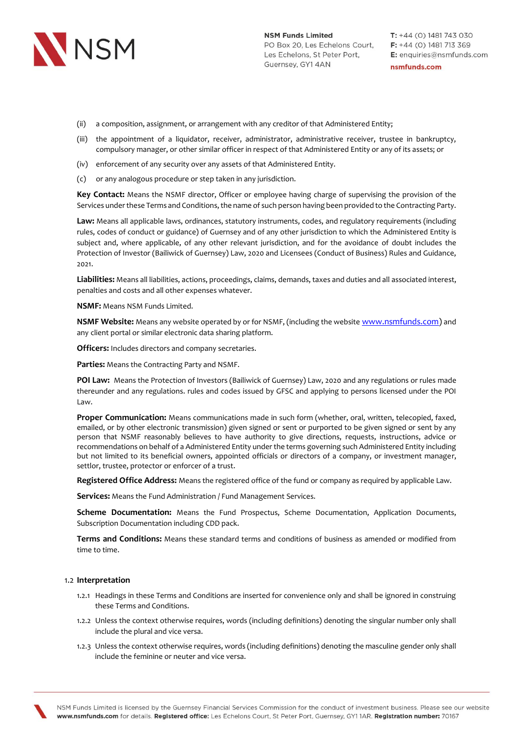(ii) a composition, assignment, or arrangement with any creditor of that Administered Entity;

(iii) the appointment of a liquidator, receiver, administrator, administrative receiver, trustee in bankruptcy, compulsory manager, or other similar officer in respect of that Administered Entity or any of its assets; or

(iv) enforcement of any security over any assets of that Administered Entity.

(c) or any analogous procedure or step taken in any jurisdiction.

**Key Contact:** Means the NSMF director, Officer or employee having charge of supervising the provision of the Services under these Terms and Conditions, the name of such person having been provided to the Contracting Party.

**Law:** Means all applicable laws, ordinances, statutory instruments, codes, and regulatory requirements (including rules, codes of conduct or guidance) of Guernsey and of any other jurisdiction to which the Administered Entity is subject and, where applicable, of any other relevant jurisdiction, and for the avoidance of doubt includes the Protection of Investor (Bailiwick of Guernsey) Law, 2020 and Licensees (Conduct of Business) Rules and Guidance, 2021.

**Liabilities:** Means all liabilities, actions, proceedings, claims, demands, taxes and duties and all associated interest, penalties and costs and all other expenses whatever.

**NSMF:** Means NSM Funds Limited.

**NSMF Website:** Means any website operated by or for NSMF, (including the website www.nsmfunds.com) and any client portal or similar electronic data sharing platform.

**Officers:** Includes directors and company secretaries.

**Parties:** Means the Contracting Party and NSMF.

**POI Law:** Means the Protection of Investors (Bailiwick of Guernsey) Law, 2020 and any regulations or rules made thereunder and any regulations. rules and codes issued by GFSC and applying to persons licensed under the POI Law.

**Proper Communication:** Means communications made in such form (whether, oral, written, telecopied, faxed, emailed, or by other electronic transmission) given signed or sent or purported to be given signed or sent by any person that NSMF reasonably believes to have authority to give directions, requests, instructions, advice or recommendations on behalf of a Administered Entity under the terms governing such Administered Entity including but not limited to its beneficial owners, appointed officials or directors of a company, or investment manager, settlor, trustee, protector or enforcer of a trust.

**Registered Office Address:** Means the registered office of the fund or company as required by applicable Law.

**Services:** Means the Fund Administration / Fund Management Services.

**Scheme Documentation:** Means the Fund Prospectus, Scheme Documentation, Application Documents, Subscription Documentation including CDD pack.

**Terms and Conditions:** Means these standard terms and conditions of business as amended or modified from time to time.

### 1.2 Interpretation

1.2.1 Headings in these Terms and Conditions are inserted for convenience only and shall be ignored in construing these Terms and Conditions.

1.2.2 Unless the context otherwise requires, words (including definitions) denoting the singular number only shall include the plural and vice versa.

1.2.3 Unless the context otherwise requires, words (including definitions) denoting the masculine gender only shall include the feminine or neuter and vice versa.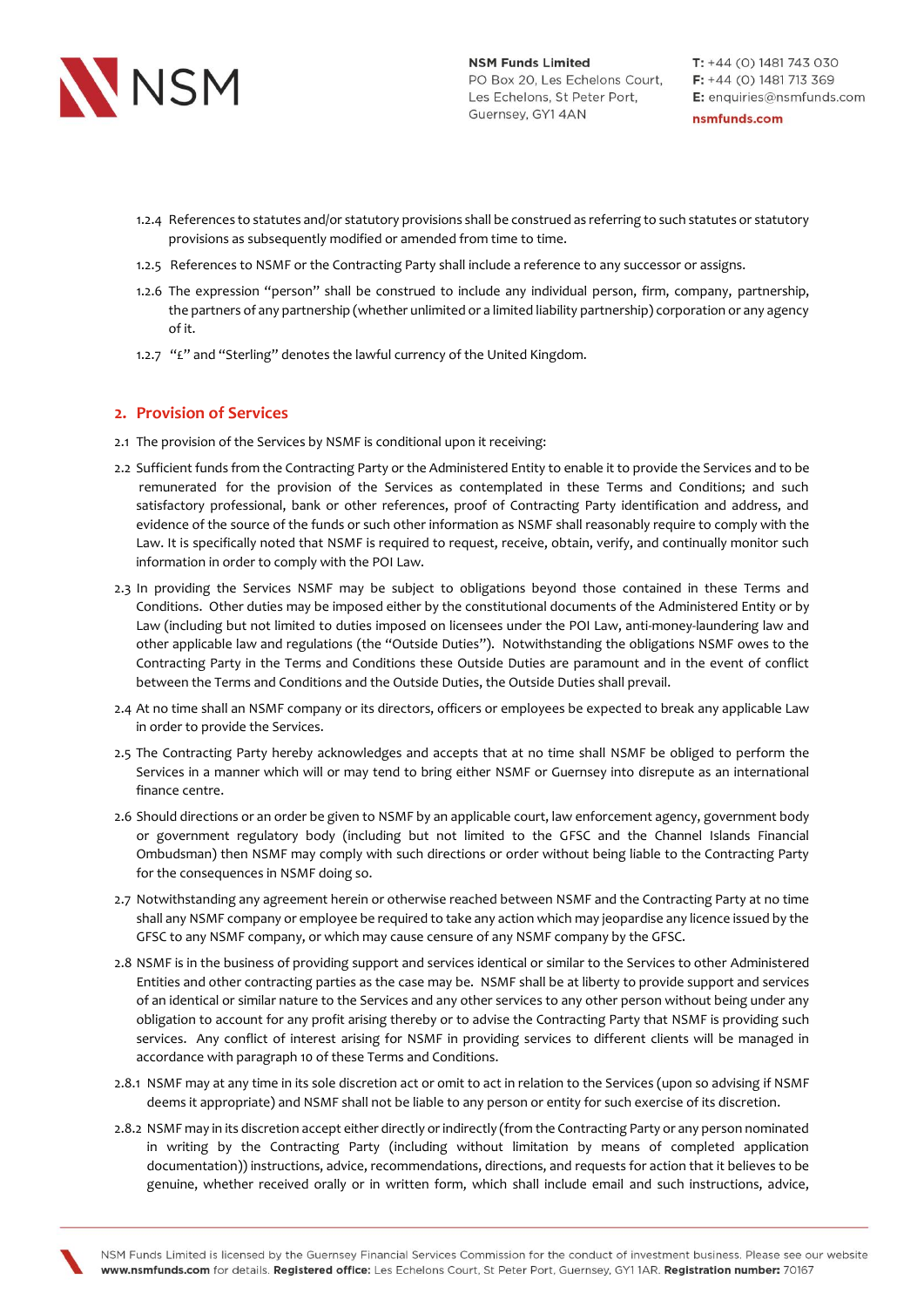1.2.4 References to statutes and/or statutory provisions shall be construed as referring to such statutes or statutory provisions as subsequently modified or amended from time to time.

1.2.5 References to NSMF or the Contracting Party shall include a reference to any successor or assigns.

1.2.6 The expression "person" shall be construed to include any individual person, firm, company, partnership, the partners of any partnership (whether unlimited or a limited liability partnership) corporation or any agency of it.

1.2.7 "£" and "Sterling" denotes the lawful currency of the United Kingdom.

## 2. Provision of Services

2.1 The provision of the Services by NSMF is conditional upon it receiving:

2.2 Sufficient funds from the Contracting Party or the Administered Entity to enable it to provide the Services and to be remunerated for the provision of the Services as contemplated in these Terms and Conditions; and such satisfactory professional, bank or other references, proof of Contracting Party identification and address, and evidence of the source of the funds or such other information as NSMF shall reasonably require to comply with the Law. It is specifically noted that NSMF is required to request, receive, obtain, verify, and continually monitor such information in order to comply with the POI Law.

2.3 In providing the Services NSMF may be subject to obligations beyond those contained in these Terms and Conditions. Other duties may be imposed either by the constitutional documents of the Administered Entity or by Law (including but not limited to duties imposed on licensees under the POI Law, anti-money-laundering law and other applicable law and regulations (the "Outside Duties"). Notwithstanding the obligations NSMF owes to the Contracting Party in the Terms and Conditions these Outside Duties are paramount and in the event of conflict between the Terms and Conditions and the Outside Duties, the Outside Duties shall prevail.

2.4 At no time shall an NSMF company or its directors, officers or employees be expected to break any applicable Law in order to provide the Services.

2.5 The Contracting Party hereby acknowledges and accepts that at no time shall NSMF be obliged to perform the Services in a manner which will or may tend to bring either NSMF or Guernsey into disrepute as an international finance centre.

2.6 Should directions or an order be given to NSMF by an applicable court, law enforcement agency, government body or government regulatory body (including but not limited to the GFSC and the Channel Islands Financial Ombudsman) then NSMF may comply with such directions or order without being liable to the Contracting Party for the consequences in NSMF doing so.

2.7 Notwithstanding any agreement herein or otherwise reached between NSMF and the Contracting Party at no time shall any NSMF company or employee be required to take any action which may jeopardise any licence issued by the GFSC to any NSMF company, or which may cause censure of any NSMF company by the GFSC.

2.8 NSMF is in the business of providing support and services identical or similar to the Services to other Administered Entities and other contracting parties as the case may be. NSMF shall be at liberty to provide support and services of an identical or similar nature to the Services and any other services to any other person without being under any obligation to account for any profit arising thereby or to advise the Contracting Party that NSMF is providing such services. Any conflict of interest arising for NSMF in providing services to different clients will be managed in accordance with paragraph 10 of these Terms and Conditions.

2.8.1 NSMF may at any time in its sole discretion act or omit to act in relation to the Services (upon so advising if NSMF deems it appropriate) and NSMF shall not be liable to any person or entity for such exercise of its discretion.

2.8.2 NSMF may in its discretion accept either directly or indirectly (from the Contracting Party or any person nominated in writing by the Contracting Party (including without limitation by means of completed application documentation)) instructions, advice, recommendations, directions, and requests for action that it believes to be genuine, whether received orally or in written form, which shall include email and such instructions, advice,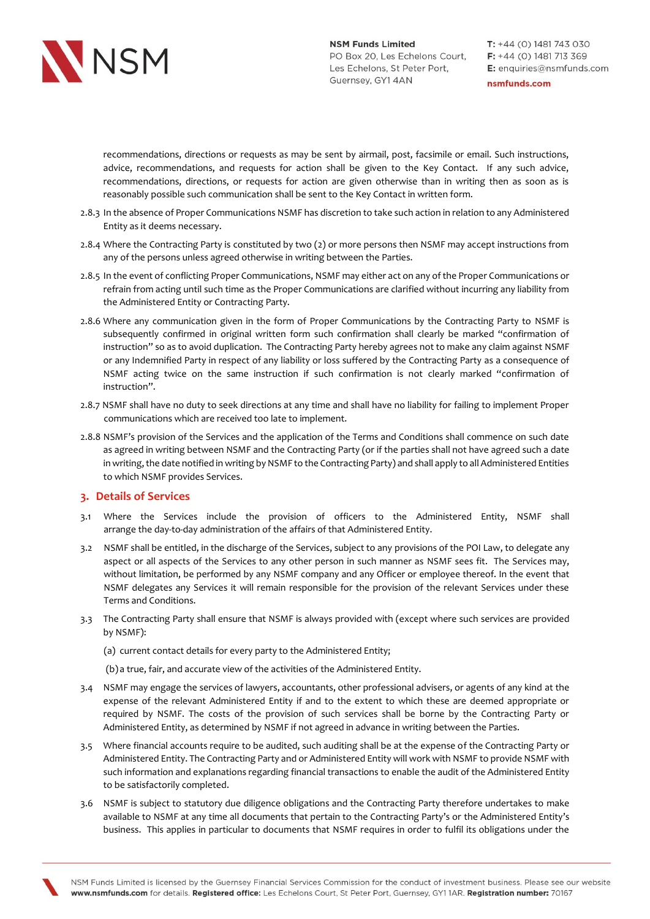recommendations, directions or requests as may be sent by airmail, post, facsimile or email. Such instructions, advice, recommendations, and requests for action shall be given to the Key Contact. If any such advice, recommendations, directions, or requests for action are given otherwise than in writing then as soon as is reasonably possible such communication shall be sent to the Key Contact in written form.

2.8.3 In the absence of Proper Communications NSMF has discretion to take such action in relation to any Administered Entity as it deems necessary.

2.8.4 Where the Contracting Party is constituted by two (2) or more persons then NSMF may accept instructions from any of the persons unless agreed otherwise in writing between the Parties.

2.8.5 In the event of conflicting Proper Communications, NSMF may either act on any of the Proper Communications or refrain from acting until such time as the Proper Communications are clarified without incurring any liability from the Administered Entity or Contracting Party.

2.8.6 Where any communication given in the form of Proper Communications by the Contracting Party to NSMF is subsequently confirmed in original written form such confirmation shall clearly be marked "confirmation of instruction" so as to avoid duplication. The Contracting Party hereby agrees not to make any claim against NSMF or any Indemnified Party in respect of any liability or loss suffered by the Contracting Party as a consequence of NSMF acting twice on the same instruction if such confirmation is not clearly marked "confirmation of instruction".

2.8.7 NSMF shall have no duty to seek directions at any time and shall have no liability for failing to implement Proper communications which are received too late to implement.

2.8.8 NSMF's provision of the Services and the application of the Terms and Conditions shall commence on such date as agreed in writing between NSMF and the Contracting Party (or if the parties shall not have agreed such a date in writing, the date notified in writing by NSMF to the Contracting Party) and shall apply to all Administered Entities to which NSMF provides Services.

## 3. Details of Services

3.1 Where the Services include the provision of officers to the Administered Entity, NSMF shall arrange the day-to-day administration of the affairs of that Administered Entity.

3.2 NSMF shall be entitled, in the discharge of the Services, subject to any provisions of the POI Law, to delegate any aspect or all aspects of the Services to any other person in such manner as NSMF sees fit. The Services may, without limitation, be performed by any NSMF company and any Officer or employee thereof. In the event that NSMF delegates any Services it will remain responsible for the provision of the relevant Services under these Terms and Conditions.

3.3 The Contracting Party shall ensure that NSMF is always provided with (except where such services are provided by NSMF):

(a) current contact details for every party to the Administered Entity;

(b) a true, fair, and accurate view of the activities of the Administered Entity.

3.4 NSMF may engage the services of lawyers, accountants, other professional advisers, or agents of any kind at the expense of the relevant Administered Entity if and to the extent to which these are deemed appropriate or required by NSMF. The costs of the provision of such services shall be borne by the Contracting Party or Administered Entity, as determined by NSMF if not agreed in advance in writing between the Parties.

3.5 Where financial accounts require to be audited, such auditing shall be at the expense of the Contracting Party or Administered Entity. The Contracting Party and or Administered Entity will work with NSMF to provide NSMF with such information and explanations regarding financial transactions to enable the audit of the Administered Entity to be satisfactorily completed.

3.6 NSMF is subject to statutory due diligence obligations and the Contracting Party therefore undertakes to make available to NSMF at any time all documents that pertain to the Contracting Party's or the Administered Entity's business. This applies in particular to documents that NSMF requires in order to fulfil its obligations under the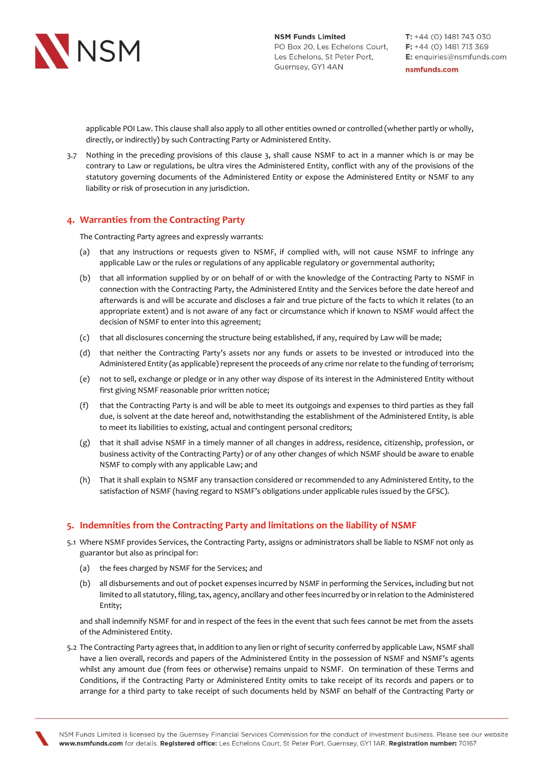applicable POI Law. This clause shall also apply to all other entities owned or controlled (whether partly or wholly, directly, or indirectly) by such Contracting Party or Administered Entity.

3.7 Nothing in the preceding provisions of this clause 3, shall cause NSMF to act in a manner which is or may be contrary to Law or regulations, be ultra vires the Administered Entity, conflict with any of the provisions of the statutory governing documents of the Administered Entity or expose the Administered Entity or NSMF to any liability or risk of prosecution in any jurisdiction.

## 4. Warranties from the Contracting Party

The Contracting Party agrees and expressly warrants:

(a) that any instructions or requests given to NSMF, if complied with, will not cause NSMF to infringe any applicable Law or the rules or regulations of any applicable regulatory or governmental authority;

(b) that all information supplied by or on behalf of or with the knowledge of the Contracting Party to NSMF in connection with the Contracting Party, the Administered Entity and the Services before the date hereof and afterwards is and will be accurate and discloses a fair and true picture of the facts to which it relates (to an appropriate extent) and is not aware of any fact or circumstance which if known to NSMF would affect the decision of NSMF to enter into this agreement;

(c) that all disclosures concerning the structure being established, if any, required by Law will be made;

(d) that neither the Contracting Party's assets nor any funds or assets to be invested or introduced into the Administered Entity (as applicable) represent the proceeds of any crime nor relate to the funding of terrorism;

(e) not to sell, exchange or pledge or in any other way dispose of its interest in the Administered Entity without first giving NSMF reasonable prior written notice;

(f) that the Contracting Party is and will be able to meet its outgoings and expenses to third parties as they fall due, is solvent at the date hereof and, notwithstanding the establishment of the Administered Entity, is able to meet its liabilities to existing, actual and contingent personal creditors;

(g) that it shall advise NSMF in a timely manner of all changes in address, residence, citizenship, profession, or business activity of the Contracting Party) or of any other changes of which NSMF should be aware to enable NSMF to comply with any applicable Law; and

(h) That it shall explain to NSMF any transaction considered or recommended to any Administered Entity, to the satisfaction of NSMF (having regard to NSMF's obligations under applicable rules issued by the GFSC).

## 5. Indemnities from the Contracting Party and limitations on the liability of NSMF

5.1 Where NSMF provides Services, the Contracting Party, assigns or administrators shall be liable to NSMF not only as guarantor but also as principal for:

(a) the fees charged by NSMF for the Services; and

(b) all disbursements and out of pocket expenses incurred by NSMF in performing the Services, including but not limited to all statutory, filing, tax, agency, ancillary and other fees incurred by or in relation to the Administered Entity;

and shall indemnify NSMF for and in respect of the fees in the event that such fees cannot be met from the assets of the Administered Entity.

5.2 The Contracting Party agrees that, in addition to any lien or right of security conferred by applicable Law, NSMF shall have a lien overall, records and papers of the Administered Entity in the possession of NSMF and NSMF's agents whilst any amount due (from fees or otherwise) remains unpaid to NSMF. On termination of these Terms and Conditions, if the Contracting Party or Administered Entity omits to take receipt of its records and papers or to arrange for a third party to take receipt of such documents held by NSMF on behalf of the Contracting Party or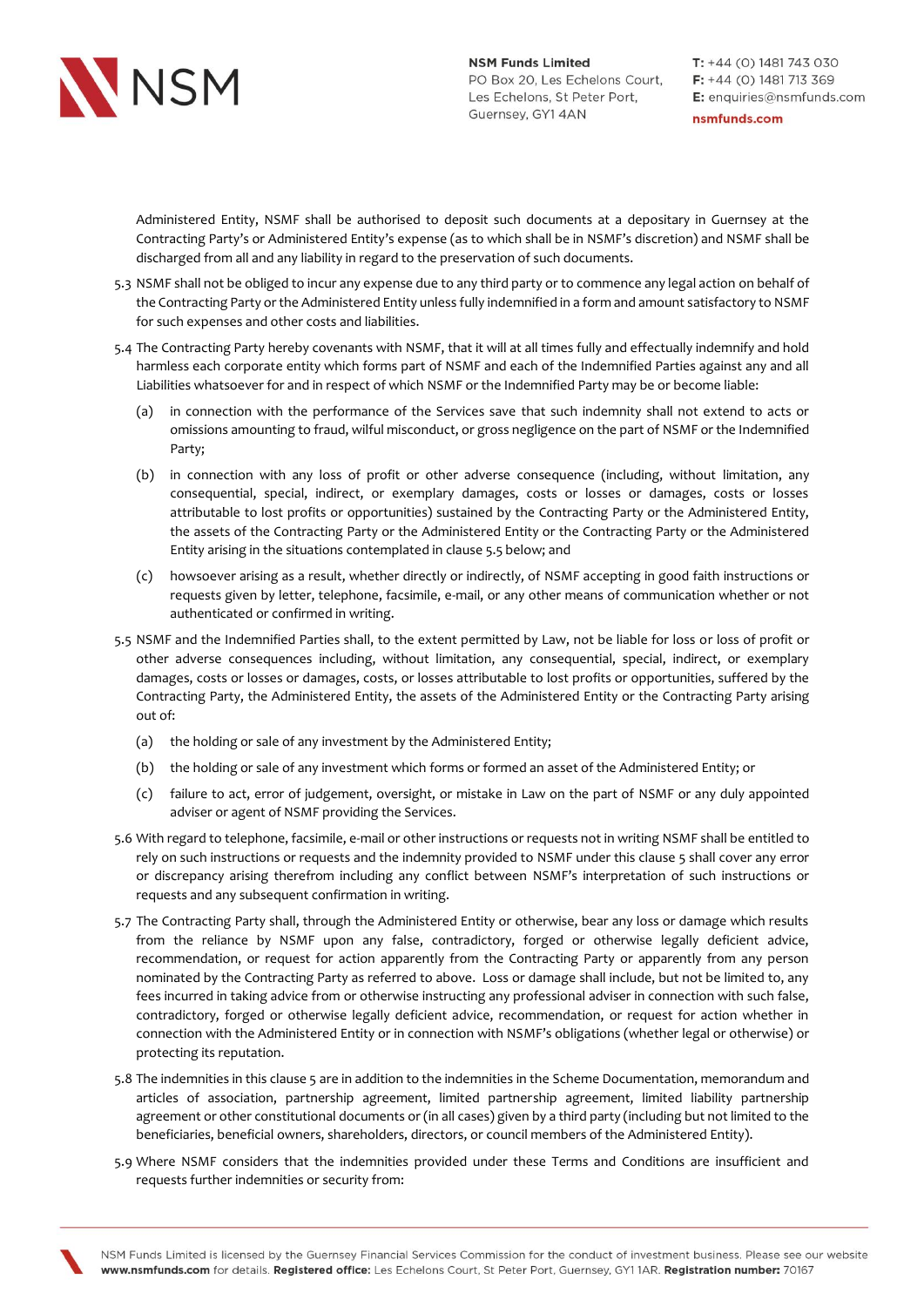Administered Entity, NSMF shall be authorised to deposit such documents at a depositary in Guernsey at the Contracting Party's or Administered Entity's expense (as to which shall be in NSMF's discretion) and NSMF shall be discharged from all and any liability in regard to the preservation of such documents.

5.3 NSMF shall not be obliged to incur any expense due to any third party or to commence any legal action on behalf of the Contracting Party or the Administered Entity unless fully indemnified in a form and amount satisfactory to NSMF for such expenses and other costs and liabilities.

5.4 The Contracting Party hereby covenants with NSMF, that it will at all times fully and effectually indemnify and hold harmless each corporate entity which forms part of NSMF and each of the Indemnified Parties against any and all Liabilities whatsoever for and in respect of which NSMF or the Indemnified Party may be or become liable:

(a) in connection with the performance of the Services save that such indemnity shall not extend to acts or omissions amounting to fraud, wilful misconduct, or gross negligence on the part of NSMF or the Indemnified Party;

(b) in connection with any loss of profit or other adverse consequence (including, without limitation, any consequential, special, indirect, or exemplary damages, costs or losses or damages, costs or losses attributable to lost profits or opportunities) sustained by the Contracting Party or the Administered Entity, the assets of the Contracting Party or the Administered Entity or the Contracting Party or the Administered Entity arising in the situations contemplated in clause 5.5 below; and

(c) howsoever arising as a result, whether directly or indirectly, of NSMF accepting in good faith instructions or requests given by letter, telephone, facsimile, e-mail, or any other means of communication whether or not authenticated or confirmed in writing.

5.5 NSMF and the Indemnified Parties shall, to the extent permitted by Law, not be liable for loss or loss of profit or other adverse consequences including, without limitation, any consequential, special, indirect, or exemplary damages, costs or losses or damages, costs, or losses attributable to lost profits or opportunities, suffered by the Contracting Party, the Administered Entity, the assets of the Administered Entity or the Contracting Party arising out of:

(a) the holding or sale of any investment by the Administered Entity;

(b) the holding or sale of any investment which forms or formed an asset of the Administered Entity; or

(c) failure to act, error of judgement, oversight, or mistake in Law on the part of NSMF or any duly appointed adviser or agent of NSMF providing the Services.

5.6 With regard to telephone, facsimile, e-mail or other instructions or requests not in writing NSMF shall be entitled to rely on such instructions or requests and the indemnity provided to NSMF under this clause 5 shall cover any error or discrepancy arising therefrom including any conflict between NSMF's interpretation of such instructions or requests and any subsequent confirmation in writing.

5.7 The Contracting Party shall, through the Administered Entity or otherwise, bear any loss or damage which results from the reliance by NSMF upon any false, contradictory, forged or otherwise legally deficient advice, recommendation, or request for action apparently from the Contracting Party or apparently from any person nominated by the Contracting Party as referred to above. Loss or damage shall include, but not be limited to, any fees incurred in taking advice from or otherwise instructing any professional adviser in connection with such false, contradictory, forged or otherwise legally deficient advice, recommendation, or request for action whether in connection with the Administered Entity or in connection with NSMF's obligations (whether legal or otherwise) or protecting its reputation.

5.8 The indemnities in this clause 5 are in addition to the indemnities in the Scheme Documentation, memorandum and articles of association, partnership agreement, limited partnership agreement, limited liability partnership agreement or other constitutional documents or (in all cases) given by a third party (including but not limited to the beneficiaries, beneficial owners, shareholders, directors, or council members of the Administered Entity).

5.9 Where NSMF considers that the indemnities provided under these Terms and Conditions are insufficient and requests further indemnities or security from: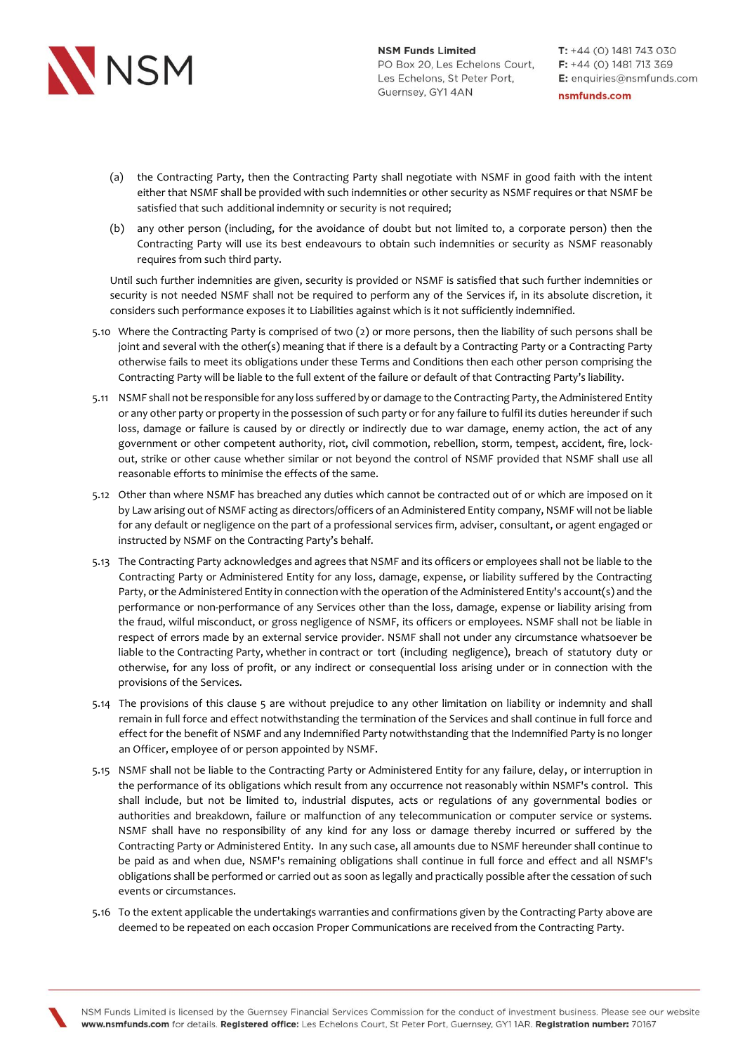(a) the Contracting Party, then the Contracting Party shall negotiate with NSMF in good faith with the intent either that NSMF shall be provided with such indemnities or other security as NSMF requires or that NSMF be satisfied that such additional indemnity or security is not required;

(b) any other person (including, for the avoidance of doubt but not limited to, a corporate person) then the Contracting Party will use its best endeavours to obtain such indemnities or security as NSMF reasonably requires from such third party.

Until such further indemnities are given, security is provided or NSMF is satisfied that such further indemnities or security is not needed NSMF shall not be required to perform any of the Services if, in its absolute discretion, it considers such performance exposes it to Liabilities against which is it not sufficiently indemnified.

5.10 Where the Contracting Party is comprised of two (2) or more persons, then the liability of such persons shall be joint and several with the other(s) meaning that if there is a default by a Contracting Party or a Contracting Party otherwise fails to meet its obligations under these Terms and Conditions then each other person comprising the Contracting Party will be liable to the full extent of the failure or default of that Contracting Party's liability.

5.11 NSMF shall not be responsible for any loss suffered by or damage to the Contracting Party, the Administered Entity or any other party or property in the possession of such party or for any failure to fulfil its duties hereunder if such loss, damage or failure is caused by or directly or indirectly due to war damage, enemy action, the act of any government or other competent authority, riot, civil commotion, rebellion, storm, tempest, accident, fire, lock-out, strike or other cause whether similar or not beyond the control of NSMF provided that NSMF shall use all reasonable efforts to minimise the effects of the same.

5.12 Other than where NSMF has breached any duties which cannot be contracted out of or which are imposed on it by Law arising out of NSMF acting as directors/officers of an Administered Entity company, NSMF will not be liable for any default or negligence on the part of a professional services firm, adviser, consultant, or agent engaged or instructed by NSMF on the Contracting Party's behalf.

5.13 The Contracting Party acknowledges and agrees that NSMF and its officers or employees shall not be liable to the Contracting Party or Administered Entity for any loss, damage, expense, or liability suffered by the Contracting Party, or the Administered Entity in connection with the operation of the Administered Entity's account(s) and the performance or non-performance of any Services other than the loss, damage, expense or liability arising from the fraud, wilful misconduct, or gross negligence of NSMF, its officers or employees. NSMF shall not be liable in respect of errors made by an external service provider. NSMF shall not under any circumstance whatsoever be liable to the Contracting Party, whether in contract or tort (including negligence), breach of statutory duty or otherwise, for any loss of profit, or any indirect or consequential loss arising under or in connection with the provisions of the Services.

5.14 The provisions of this clause 5 are without prejudice to any other limitation on liability or indemnity and shall remain in full force and effect notwithstanding the termination of the Services and shall continue in full force and effect for the benefit of NSMF and any Indemnified Party notwithstanding that the Indemnified Party is no longer an Officer, employee of or person appointed by NSMF.

5.15 NSMF shall not be liable to the Contracting Party or Administered Entity for any failure, delay, or interruption in the performance of its obligations which result from any occurrence not reasonably within NSMF's control. This shall include, but not be limited to, industrial disputes, acts or regulations of any governmental bodies or authorities and breakdown, failure or malfunction of any telecommunication or computer service or systems. NSMF shall have no responsibility of any kind for any loss or damage thereby incurred or suffered by the Contracting Party or Administered Entity. In any such case, all amounts due to NSMF hereunder shall continue to be paid as and when due, NSMF's remaining obligations shall continue in full force and effect and all NSMF's obligations shall be performed or carried out as soon as legally and practically possible after the cessation of such events or circumstances.

5.16 To the extent applicable the undertakings warranties and confirmations given by the Contracting Party above are deemed to be repeated on each occasion Proper Communications are received from the Contracting Party.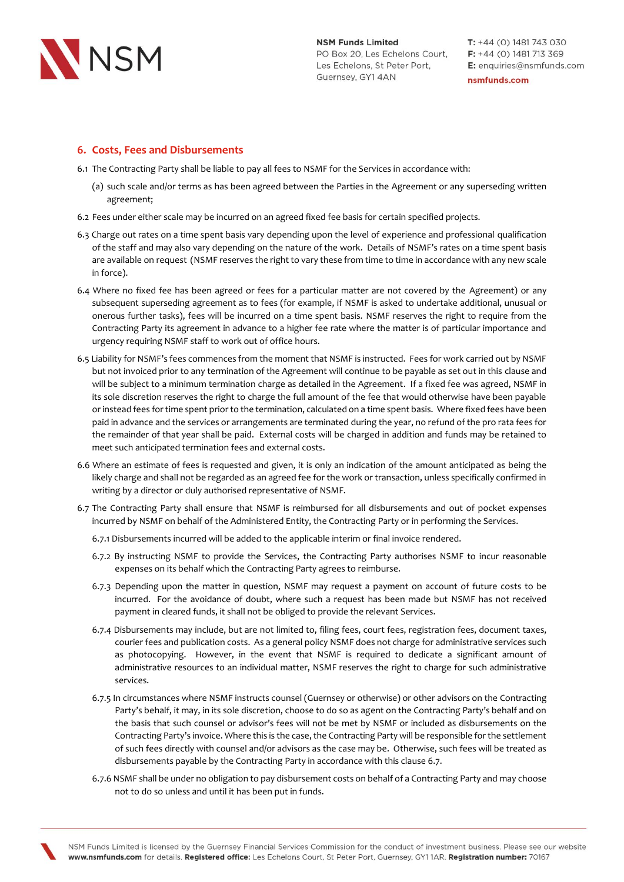## 6. Costs, Fees and Disbursements

6.1 The Contracting Party shall be liable to pay all fees to NSMF for the Services in accordance with:

(a) such scale and/or terms as has been agreed between the Parties in the Agreement or any superseding written agreement;

6.2 Fees under either scale may be incurred on an agreed fixed fee basis for certain specified projects.

6.3 Charge out rates on a time spent basis vary depending upon the level of experience and professional qualification of the staff and may also vary depending on the nature of the work. Details of NSMF's rates on a time spent basis are available on request (NSMF reserves the right to vary these from time to time in accordance with any new scale in force).

6.4 Where no fixed fee has been agreed or fees for a particular matter are not covered by the Agreement) or any subsequent superseding agreement as to fees (for example, if NSMF is asked to undertake additional, unusual or onerous further tasks), fees will be incurred on a time spent basis. NSMF reserves the right to require from the Contracting Party its agreement in advance to a higher fee rate where the matter is of particular importance and urgency requiring NSMF staff to work out of office hours.

6.5 Liability for NSMF's fees commences from the moment that NSMF is instructed. Fees for work carried out by NSMF but not invoiced prior to any termination of the Agreement will continue to be payable as set out in this clause and will be subject to a minimum termination charge as detailed in the Agreement. If a fixed fee was agreed, NSMF in its sole discretion reserves the right to charge the full amount of the fee that would otherwise have been payable or instead fees for time spent prior to the termination, calculated on a time spent basis. Where fixed fees have been paid in advance and the services or arrangements are terminated during the year, no refund of the pro rata fees for the remainder of that year shall be paid. External costs will be charged in addition and funds may be retained to meet such anticipated termination fees and external costs.

6.6 Where an estimate of fees is requested and given, it is only an indication of the amount anticipated as being the likely charge and shall not be regarded as an agreed fee for the work or transaction, unless specifically confirmed in writing by a director or duly authorised representative of NSMF.

6.7 The Contracting Party shall ensure that NSMF is reimbursed for all disbursements and out of pocket expenses incurred by NSMF on behalf of the Administered Entity, the Contracting Party or in performing the Services.

6.7.1 Disbursements incurred will be added to the applicable interim or final invoice rendered.

6.7.2 By instructing NSMF to provide the Services, the Contracting Party authorises NSMF to incur reasonable expenses on its behalf which the Contracting Party agrees to reimburse.

6.7.3 Depending upon the matter in question, NSMF may request a payment on account of future costs to be incurred. For the avoidance of doubt, where such a request has been made but NSMF has not received payment in cleared funds, it shall not be obliged to provide the relevant Services.

6.7.4 Disbursements may include, but are not limited to, filing fees, court fees, registration fees, document taxes, courier fees and publication costs. As a general policy NSMF does not charge for administrative services such as photocopying. However, in the event that NSMF is required to dedicate a significant amount of administrative resources to an individual matter, NSMF reserves the right to charge for such administrative services.

6.7.5 In circumstances where NSMF instructs counsel (Guernsey or otherwise) or other advisors on the Contracting Party's behalf, it may, in its sole discretion, choose to do so as agent on the Contracting Party's behalf and on the basis that such counsel or advisor's fees will not be met by NSMF or included as disbursements on the Contracting Party's invoice. Where this is the case, the Contracting Party will be responsible for the settlement of such fees directly with counsel and/or advisors as the case may be. Otherwise, such fees will be treated as disbursements payable by the Contracting Party in accordance with this clause 6.7.

6.7.6 NSMF shall be under no obligation to pay disbursement costs on behalf of a Contracting Party and may choose not to do so unless and until it has been put in funds.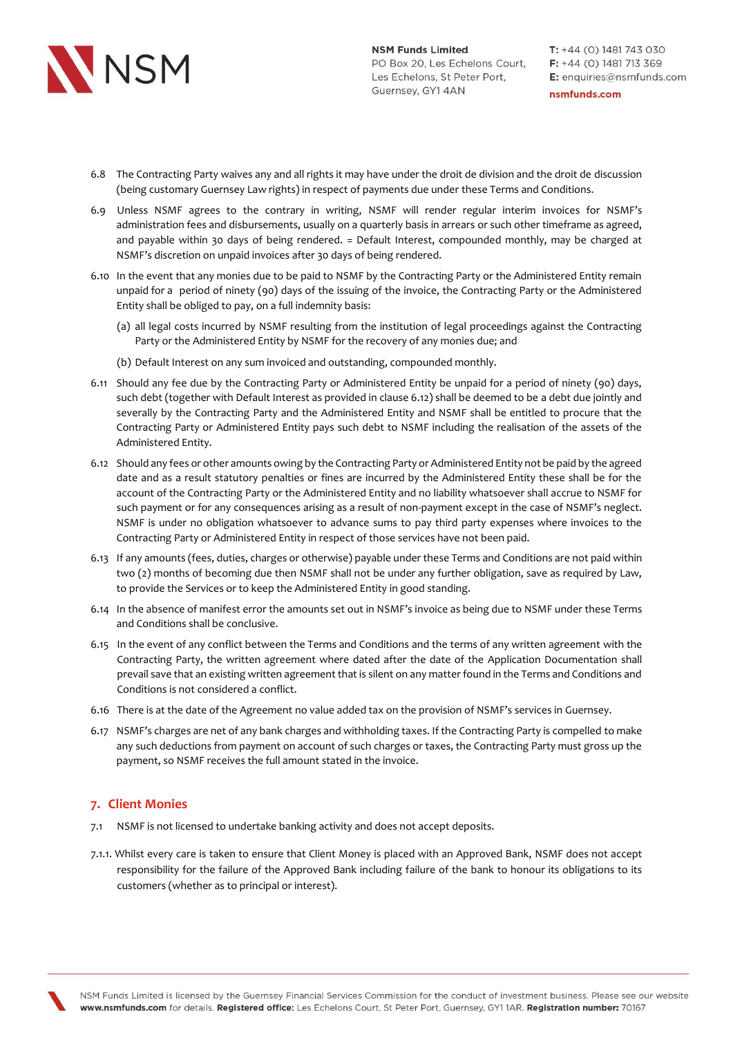6.8 The Contracting Party waives any and all rights it may have under the droit de division and the droit de discussion (being customary Guernsey Law rights) in respect of payments due under these Terms and Conditions.

6.9 Unless NSMF agrees to the contrary in writing, NSMF will render regular interim invoices for NSMF's administration fees and disbursements, usually on a quarterly basis in arrears or such other timeframe as agreed, and payable within 30 days of being rendered. = Default Interest, compounded monthly, may be charged at NSMF's discretion on unpaid invoices after 30 days of being rendered.

6.10 In the event that any monies due to be paid to NSMF by the Contracting Party or the Administered Entity remain unpaid for a period of ninety (90) days of the issuing of the invoice, the Contracting Party or the Administered Entity shall be obliged to pay, on a full indemnity basis:

(a) all legal costs incurred by NSMF resulting from the institution of legal proceedings against the Contracting Party or the Administered Entity by NSMF for the recovery of any monies due; and

(b) Default Interest on any sum invoiced and outstanding, compounded monthly.

6.11 Should any fee due by the Contracting Party or Administered Entity be unpaid for a period of ninety (90) days, such debt (together with Default Interest as provided in clause 6.12) shall be deemed to be a debt due jointly and severally by the Contracting Party and the Administered Entity and NSMF shall be entitled to procure that the Contracting Party or Administered Entity pays such debt to NSMF including the realisation of the assets of the Administered Entity.

6.12 Should any fees or other amounts owing by the Contracting Party or Administered Entity not be paid by the agreed date and as a result statutory penalties or fines are incurred by the Administered Entity these shall be for the account of the Contracting Party or the Administered Entity and no liability whatsoever shall accrue to NSMF for such payment or for any consequences arising as a result of non-payment except in the case of NSMF's neglect. NSMF is under no obligation whatsoever to advance sums to pay third party expenses where invoices to the Contracting Party or Administered Entity in respect of those services have not been paid.

6.13 If any amounts (fees, duties, charges or otherwise) payable under these Terms and Conditions are not paid within two (2) months of becoming due then NSMF shall not be under any further obligation, save as required by Law, to provide the Services or to keep the Administered Entity in good standing.

6.14 In the absence of manifest error the amounts set out in NSMF's invoice as being due to NSMF under these Terms and Conditions shall be conclusive.

6.15 In the event of any conflict between the Terms and Conditions and the terms of any written agreement with the Contracting Party, the written agreement where dated after the date of the Application Documentation shall prevail save that an existing written agreement that is silent on any matter found in the Terms and Conditions and Conditions is not considered a conflict.

6.16 There is at the date of the Agreement no value added tax on the provision of NSMF's services in Guernsey.

6.17 NSMF's charges are net of any bank charges and withholding taxes. If the Contracting Party is compelled to make any such deductions from payment on account of such charges or taxes, the Contracting Party must gross up the payment, so NSMF receives the full amount stated in the invoice.

## 7. Client Monies

7.1 NSMF is not licensed to undertake banking activity and does not accept deposits.

7.1.1. Whilst every care is taken to ensure that Client Money is placed with an Approved Bank, NSMF does not accept responsibility for the failure of the Approved Bank including failure of the bank to honour its obligations to its customers (whether as to principal or interest).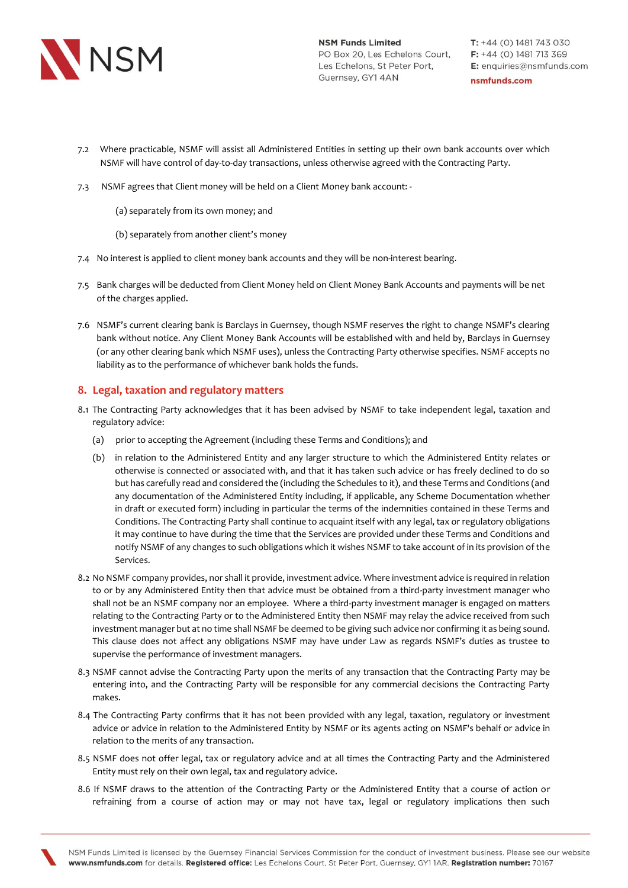7.2 Where practicable, NSMF will assist all Administered Entities in setting up their own bank accounts over which NSMF will have control of day-to-day transactions, unless otherwise agreed with the Contracting Party.

7.3 NSMF agrees that Client money will be held on a Client Money bank account: -

(a) separately from its own money; and

(b) separately from another client's money

7.4 No interest is applied to client money bank accounts and they will be non-interest bearing.

7.5 Bank charges will be deducted from Client Money held on Client Money Bank Accounts and payments will be net of the charges applied.

7.6 NSMF's current clearing bank is Barclays in Guernsey, though NSMF reserves the right to change NSMF's clearing bank without notice. Any Client Money Bank Accounts will be established with and held by, Barclays in Guernsey (or any other clearing bank which NSMF uses), unless the Contracting Party otherwise specifies. NSMF accepts no liability as to the performance of whichever bank holds the funds.

## 8. Legal, taxation and regulatory matters

8.1 The Contracting Party acknowledges that it has been advised by NSMF to take independent legal, taxation and regulatory advice:

(a) prior to accepting the Agreement (including these Terms and Conditions); and

(b) in relation to the Administered Entity and any larger structure to which the Administered Entity relates or otherwise is connected or associated with, and that it has taken such advice or has freely declined to do so but has carefully read and considered the (including the Schedules to it), and these Terms and Conditions (and any documentation of the Administered Entity including, if applicable, any Scheme Documentation whether in draft or executed form) including in particular the terms of the indemnities contained in these Terms and Conditions. The Contracting Party shall continue to acquaint itself with any legal, tax or regulatory obligations it may continue to have during the time that the Services are provided under these Terms and Conditions and notify NSMF of any changes to such obligations which it wishes NSMF to take account of in its provision of the Services.

8.2 No NSMF company provides, nor shall it provide, investment advice. Where investment advice is required in relation to or by any Administered Entity then that advice must be obtained from a third-party investment manager who shall not be an NSMF company nor an employee. Where a third-party investment manager is engaged on matters relating to the Contracting Party or to the Administered Entity then NSMF may relay the advice received from such investment manager but at no time shall NSMF be deemed to be giving such advice nor confirming it as being sound. This clause does not affect any obligations NSMF may have under Law as regards NSMF's duties as trustee to supervise the performance of investment managers.

8.3 NSMF cannot advise the Contracting Party upon the merits of any transaction that the Contracting Party may be entering into, and the Contracting Party will be responsible for any commercial decisions the Contracting Party makes.

8.4 The Contracting Party confirms that it has not been provided with any legal, taxation, regulatory or investment advice or advice in relation to the Administered Entity by NSMF or its agents acting on NSMF's behalf or advice in relation to the merits of any transaction.

8.5 NSMF does not offer legal, tax or regulatory advice and at all times the Contracting Party and the Administered Entity must rely on their own legal, tax and regulatory advice.

8.6 If NSMF draws to the attention of the Contracting Party or the Administered Entity that a course of action or refraining from a course of action may or may not have tax, legal or regulatory implications then such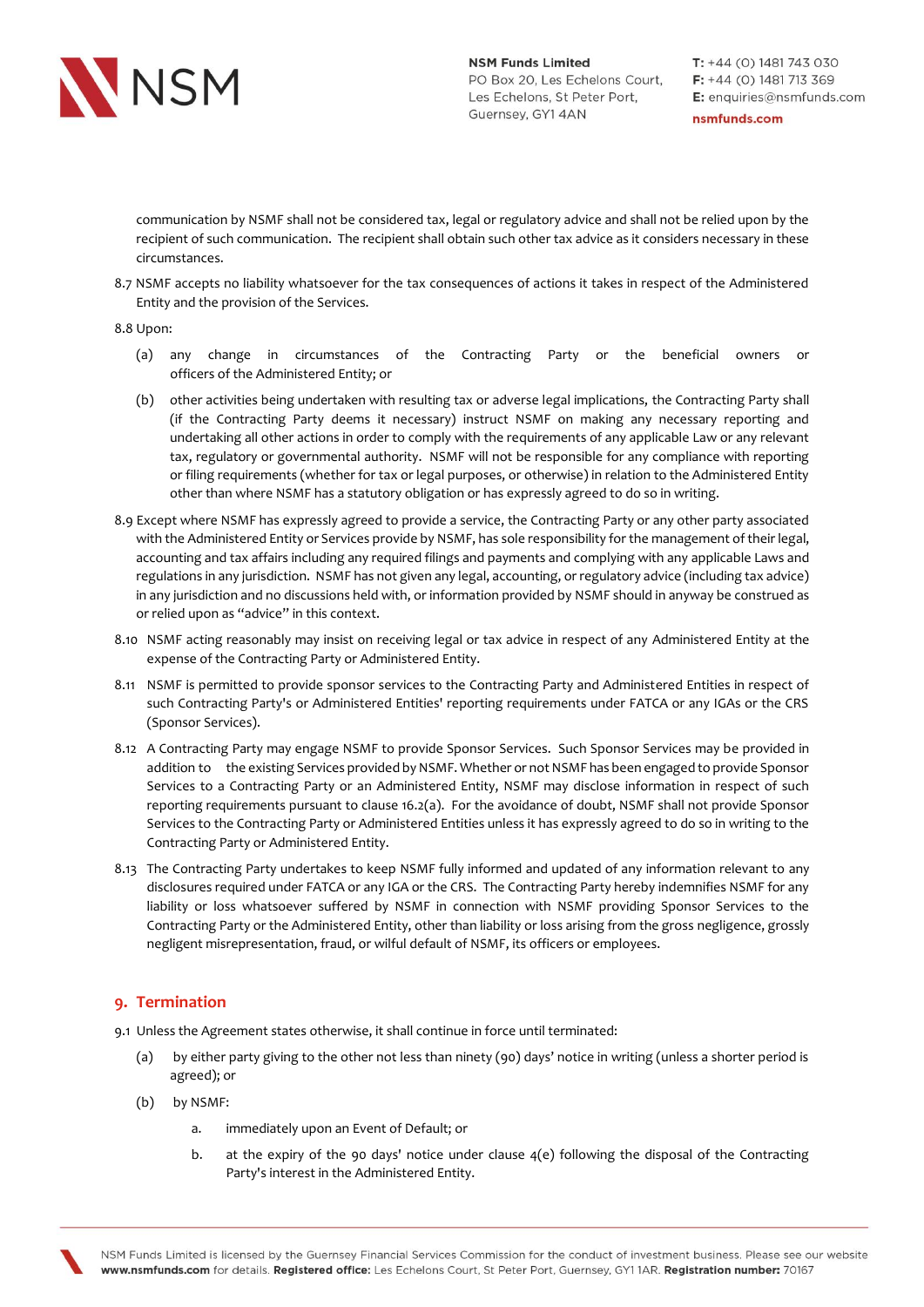communication by NSMF shall not be considered tax, legal or regulatory advice and shall not be relied upon by the recipient of such communication. The recipient shall obtain such other tax advice as it considers necessary in these circumstances.

8.7 NSMF accepts no liability whatsoever for the tax consequences of actions it takes in respect of the Administered Entity and the provision of the Services.

8.8 Upon:

(a) any change in circumstances of the Contracting Party or the beneficial owners or officers of the Administered Entity; or

(b) other activities being undertaken with resulting tax or adverse legal implications, the Contracting Party shall (if the Contracting Party deems it necessary) instruct NSMF on making any necessary reporting and undertaking all other actions in order to comply with the requirements of any applicable Law or any relevant tax, regulatory or governmental authority. NSMF will not be responsible for any compliance with reporting or filing requirements (whether for tax or legal purposes, or otherwise) in relation to the Administered Entity other than where NSMF has a statutory obligation or has expressly agreed to do so in writing.

8.9 Except where NSMF has expressly agreed to provide a service, the Contracting Party or any other party associated with the Administered Entity or Services provide by NSMF, has sole responsibility for the management of their legal, accounting and tax affairs including any required filings and payments and complying with any applicable Laws and regulations in any jurisdiction. NSMF has not given any legal, accounting, or regulatory advice (including tax advice) in any jurisdiction and no discussions held with, or information provided by NSMF should in anyway be construed as or relied upon as "advice" in this context.

8.10 NSMF acting reasonably may insist on receiving legal or tax advice in respect of any Administered Entity at the expense of the Contracting Party or Administered Entity.

8.11 NSMF is permitted to provide sponsor services to the Contracting Party and Administered Entities in respect of such Contracting Party's or Administered Entities' reporting requirements under FATCA or any IGAs or the CRS (Sponsor Services).

8.12 A Contracting Party may engage NSMF to provide Sponsor Services. Such Sponsor Services may be provided in addition to the existing Services provided by NSMF. Whether or not NSMF has been engaged to provide Sponsor Services to a Contracting Party or an Administered Entity, NSMF may disclose information in respect of such reporting requirements pursuant to clause 16.2(a). For the avoidance of doubt, NSMF shall not provide Sponsor Services to the Contracting Party or Administered Entities unless it has expressly agreed to do so in writing to the Contracting Party or Administered Entity.

8.13 The Contracting Party undertakes to keep NSMF fully informed and updated of any information relevant to any disclosures required under FATCA or any IGA or the CRS. The Contracting Party hereby indemnifies NSMF for any liability or loss whatsoever suffered by NSMF in connection with NSMF providing Sponsor Services to the Contracting Party or the Administered Entity, other than liability or loss arising from the gross negligence, grossly negligent misrepresentation, fraud, or wilful default of NSMF, its officers or employees.

## 9. Termination

9.1 Unless the Agreement states otherwise, it shall continue in force until terminated:

(a) by either party giving to the other not less than ninety (90) days' notice in writing (unless a shorter period is agreed); or

(b) by NSMF:

a. immediately upon an Event of Default; or

b. at the expiry of the 90 days' notice under clause 4(e) following the disposal of the Contracting Party's interest in the Administered Entity.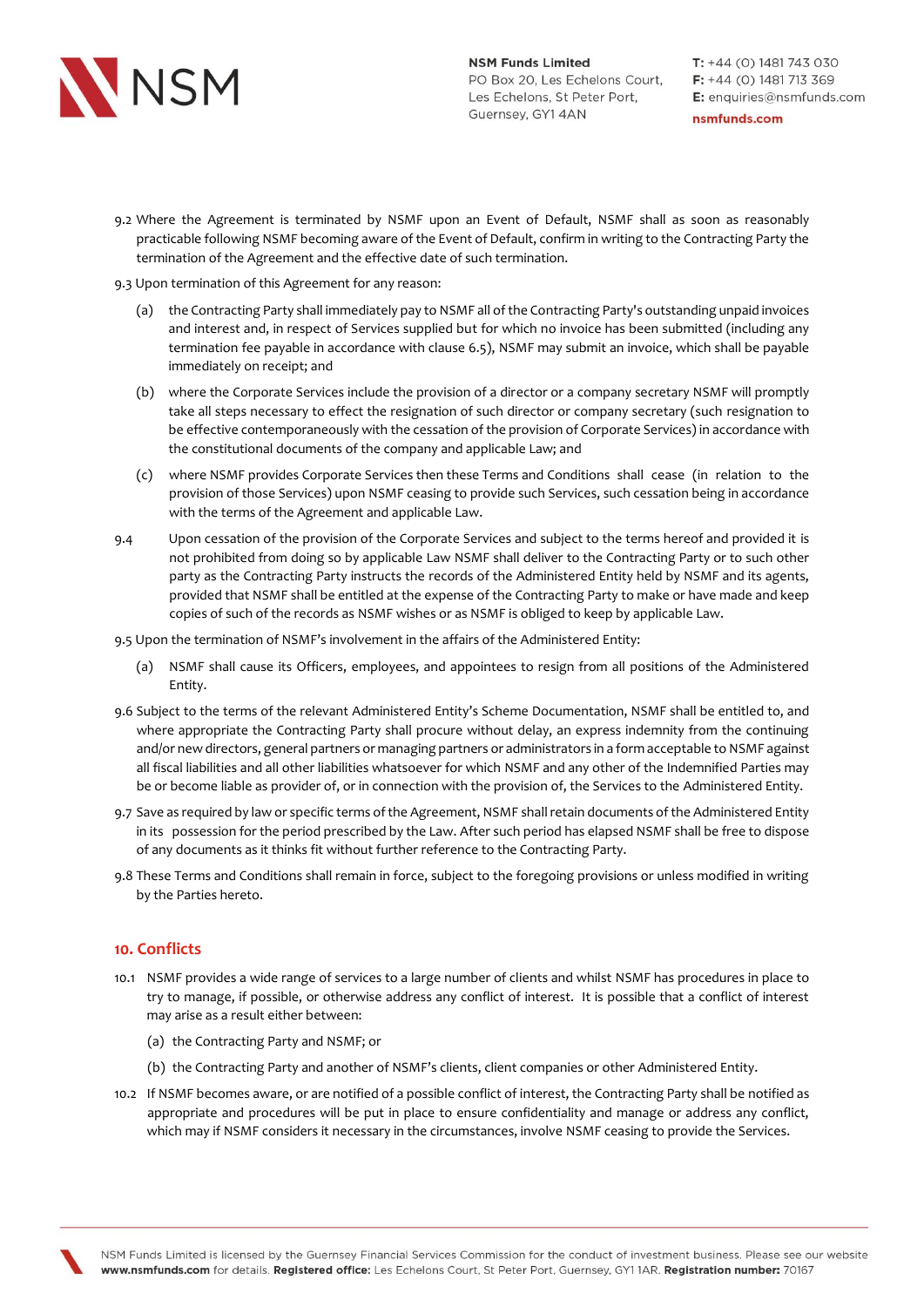9.2 Where the Agreement is terminated by NSMF upon an Event of Default, NSMF shall as soon as reasonably practicable following NSMF becoming aware of the Event of Default, confirm in writing to the Contracting Party the termination of the Agreement and the effective date of such termination.

9.3 Upon termination of this Agreement for any reason:

(a) the Contracting Party shall immediately pay to NSMF all of the Contracting Party's outstanding unpaid invoices and interest and, in respect of Services supplied but for which no invoice has been submitted (including any termination fee payable in accordance with clause 6.5), NSMF may submit an invoice, which shall be payable immediately on receipt; and

(b) where the Corporate Services include the provision of a director or a company secretary NSMF will promptly take all steps necessary to effect the resignation of such director or company secretary (such resignation to be effective contemporaneously with the cessation of the provision of Corporate Services) in accordance with the constitutional documents of the company and applicable Law; and

(c) where NSMF provides Corporate Services then these Terms and Conditions shall cease (in relation to the provision of those Services) upon NSMF ceasing to provide such Services, such cessation being in accordance with the terms of the Agreement and applicable Law.

9.4 Upon cessation of the provision of the Corporate Services and subject to the terms hereof and provided it is not prohibited from doing so by applicable Law NSMF shall deliver to the Contracting Party or to such other party as the Contracting Party instructs the records of the Administered Entity held by NSMF and its agents, provided that NSMF shall be entitled at the expense of the Contracting Party to make or have made and keep copies of such of the records as NSMF wishes or as NSMF is obliged to keep by applicable Law.

9.5 Upon the termination of NSMF's involvement in the affairs of the Administered Entity:

(a) NSMF shall cause its Officers, employees, and appointees to resign from all positions of the Administered Entity.

9.6 Subject to the terms of the relevant Administered Entity's Scheme Documentation, NSMF shall be entitled to, and where appropriate the Contracting Party shall procure without delay, an express indemnity from the continuing and/or new directors, general partners or managing partners or administrators in a form acceptable to NSMF against all fiscal liabilities and all other liabilities whatsoever for which NSMF and any other of the Indemnified Parties may be or become liable as provider of, or in connection with the provision of, the Services to the Administered Entity.

9.7 Save as required by law or specific terms of the Agreement, NSMF shall retain documents of the Administered Entity in its possession for the period prescribed by the Law. After such period has elapsed NSMF shall be free to dispose of any documents as it thinks fit without further reference to the Contracting Party.

9.8 These Terms and Conditions shall remain in force, subject to the foregoing provisions or unless modified in writing by the Parties hereto.

## 10. Conflicts

10.1 NSMF provides a wide range of services to a large number of clients and whilst NSMF has procedures in place to try to manage, if possible, or otherwise address any conflict of interest. It is possible that a conflict of interest may arise as a result either between:

(a) the Contracting Party and NSMF; or

(b) the Contracting Party and another of NSMF's clients, client companies or other Administered Entity.

10.2 If NSMF becomes aware, or are notified of a possible conflict of interest, the Contracting Party shall be notified as appropriate and procedures will be put in place to ensure confidentiality and manage or address any conflict, which may if NSMF considers it necessary in the circumstances, involve NSMF ceasing to provide the Services.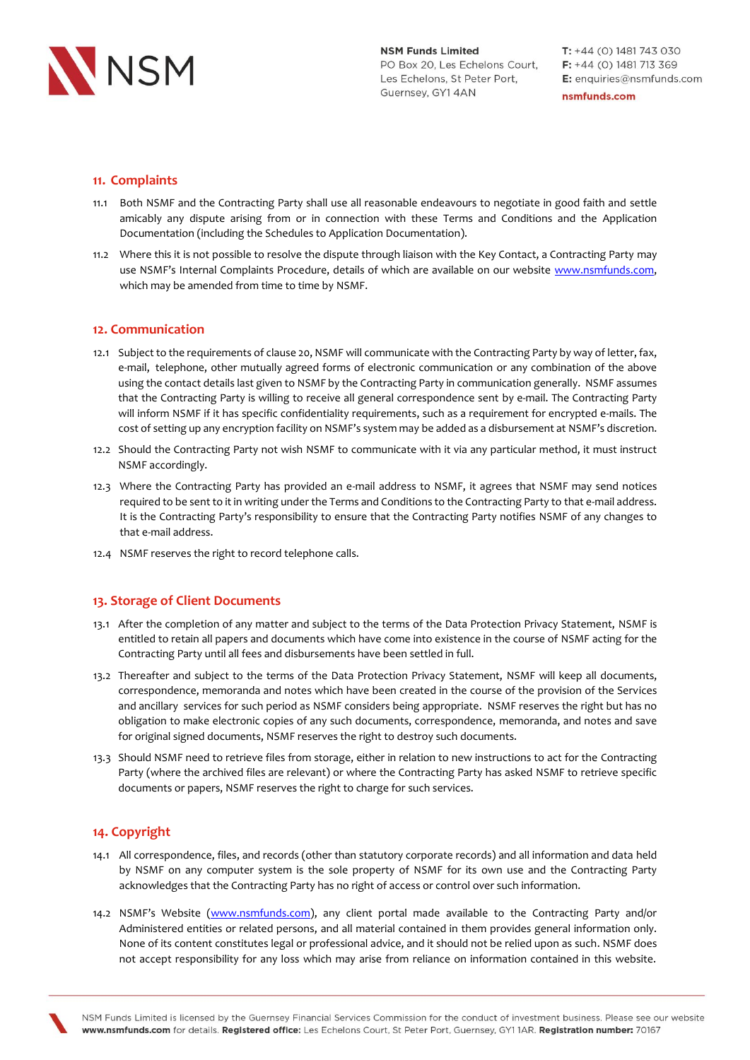## 11. Complaints

11.1 Both NSMF and the Contracting Party shall use all reasonable endeavours to negotiate in good faith and settle amicably any dispute arising from or in connection with these Terms and Conditions and the Application Documentation (including the Schedules to Application Documentation).

11.2 Where this it is not possible to resolve the dispute through liaison with the Key Contact, a Contracting Party may use NSMF's Internal Complaints Procedure, details of which are available on our website www.nsmfunds.com, which may be amended from time to time by NSMF.

## 12. Communication

12.1 Subject to the requirements of clause 20, NSMF will communicate with the Contracting Party by way of letter, fax, e-mail, telephone, other mutually agreed forms of electronic communication or any combination of the above using the contact details last given to NSMF by the Contracting Party in communication generally. NSMF assumes that the Contracting Party is willing to receive all general correspondence sent by e-mail. The Contracting Party will inform NSMF if it has specific confidentiality requirements, such as a requirement for encrypted e-mails. The cost of setting up any encryption facility on NSMF's system may be added as a disbursement at NSMF's discretion.

12.2 Should the Contracting Party not wish NSMF to communicate with it via any particular method, it must instruct NSMF accordingly.

12.3 Where the Contracting Party has provided an e-mail address to NSMF, it agrees that NSMF may send notices required to be sent to it in writing under the Terms and Conditions to the Contracting Party to that e-mail address. It is the Contracting Party's responsibility to ensure that the Contracting Party notifies NSMF of any changes to that e-mail address.

12.4 NSMF reserves the right to record telephone calls.

## 13. Storage of Client Documents

13.1 After the completion of any matter and subject to the terms of the Data Protection Privacy Statement, NSMF is entitled to retain all papers and documents which have come into existence in the course of NSMF acting for the Contracting Party until all fees and disbursements have been settled in full.

13.2 Thereafter and subject to the terms of the Data Protection Privacy Statement, NSMF will keep all documents, correspondence, memoranda and notes which have been created in the course of the provision of the Services and ancillary services for such period as NSMF considers being appropriate. NSMF reserves the right but has no obligation to make electronic copies of any such documents, correspondence, memoranda, and notes and save for original signed documents, NSMF reserves the right to destroy such documents.

13.3 Should NSMF need to retrieve files from storage, either in relation to new instructions to act for the Contracting Party (where the archived files are relevant) or where the Contracting Party has asked NSMF to retrieve specific documents or papers, NSMF reserves the right to charge for such services.

## 14. Copyright

14.1 All correspondence, files, and records (other than statutory corporate records) and all information and data held by NSMF on any computer system is the sole property of NSMF for its own use and the Contracting Party acknowledges that the Contracting Party has no right of access or control over such information.

14.2 NSMF's Website (www.nsmfunds.com), any client portal made available to the Contracting Party and/or Administered entities or related persons, and all material contained in them provides general information only. None of its content constitutes legal or professional advice, and it should not be relied upon as such. NSMF does not accept responsibility for any loss which may arise from reliance on information contained in this website.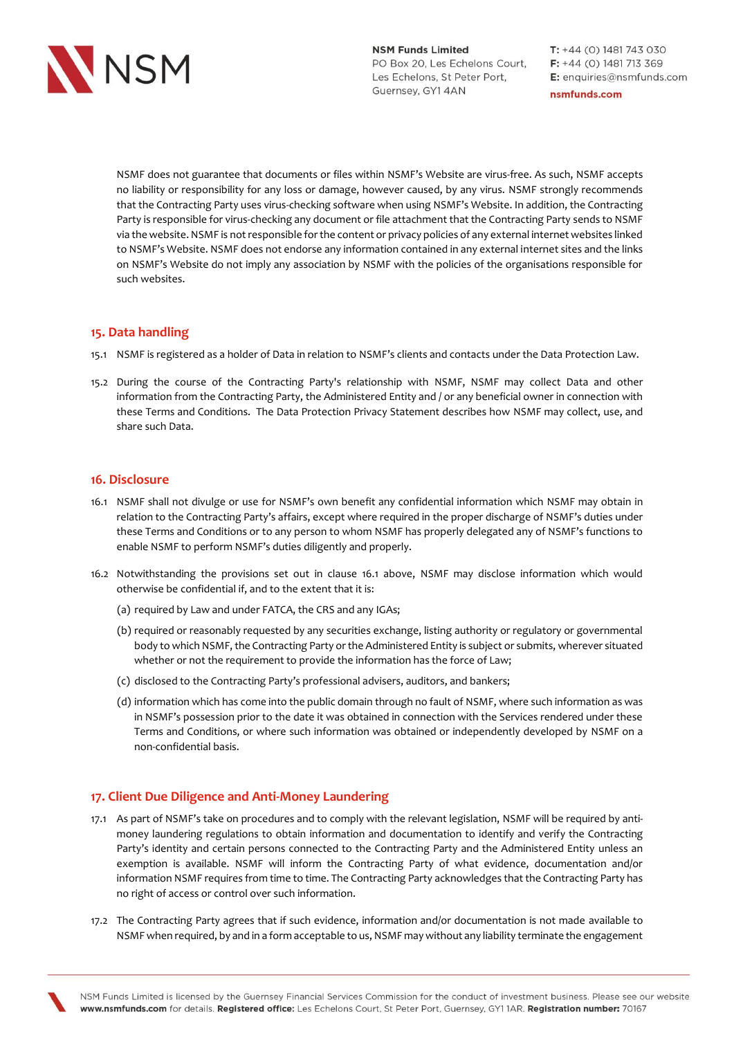NSMF does not guarantee that documents or files within NSMF's Website are virus-free. As such, NSMF accepts no liability or responsibility for any loss or damage, however caused, by any virus. NSMF strongly recommends that the Contracting Party uses virus-checking software when using NSMF's Website. In addition, the Contracting Party is responsible for virus-checking any document or file attachment that the Contracting Party sends to NSMF via the website. NSMF is not responsible for the content or privacy policies of any external internet websites linked to NSMF's Website. NSMF does not endorse any information contained in any external internet sites and the links on NSMF's Website do not imply any association by NSMF with the policies of the organisations responsible for such websites.

## 15. Data handling

15.1 NSMF is registered as a holder of Data in relation to NSMF's clients and contacts under the Data Protection Law.

15.2 During the course of the Contracting Party's relationship with NSMF, NSMF may collect Data and other information from the Contracting Party, the Administered Entity and / or any beneficial owner in connection with these Terms and Conditions. The Data Protection Privacy Statement describes how NSMF may collect, use, and share such Data.

## 16. Disclosure

16.1 NSMF shall not divulge or use for NSMF's own benefit any confidential information which NSMF may obtain in relation to the Contracting Party's affairs, except where required in the proper discharge of NSMF's duties under these Terms and Conditions or to any person to whom NSMF has properly delegated any of NSMF's functions to enable NSMF to perform NSMF's duties diligently and properly.

16.2 Notwithstanding the provisions set out in clause 16.1 above, NSMF may disclose information which would otherwise be confidential if, and to the extent that it is:

(a) required by Law and under FATCA, the CRS and any IGAs;

(b) required or reasonably requested by any securities exchange, listing authority or regulatory or governmental body to which NSMF, the Contracting Party or the Administered Entity is subject or submits, wherever situated whether or not the requirement to provide the information has the force of Law;

(c) disclosed to the Contracting Party's professional advisers, auditors, and bankers;

(d) information which has come into the public domain through no fault of NSMF, where such information as was in NSMF's possession prior to the date it was obtained in connection with the Services rendered under these Terms and Conditions, or where such information was obtained or independently developed by NSMF on a non-confidential basis.

## 17. Client Due Diligence and Anti-Money Laundering

17.1 As part of NSMF's take on procedures and to comply with the relevant legislation, NSMF will be required by anti-money laundering regulations to obtain information and documentation to identify and verify the Contracting Party's identity and certain persons connected to the Contracting Party and the Administered Entity unless an exemption is available. NSMF will inform the Contracting Party of what evidence, documentation and/or information NSMF requires from time to time. The Contracting Party acknowledges that the Contracting Party has no right of access or control over such information.

17.2 The Contracting Party agrees that if such evidence, information and/or documentation is not made available to NSMF when required, by and in a form acceptable to us, NSMF may without any liability terminate the engagement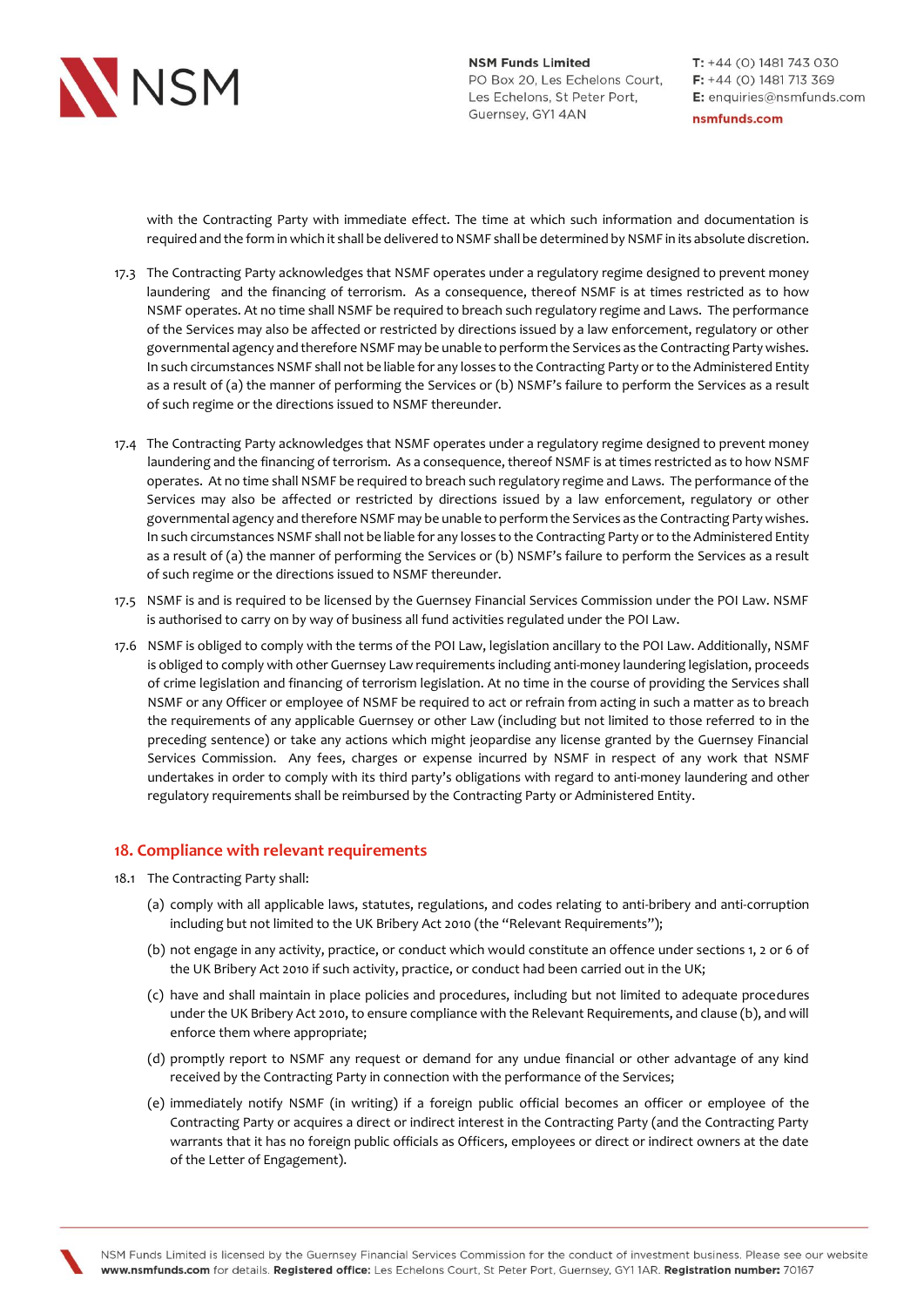with the Contracting Party with immediate effect. The time at which such information and documentation is required and the form in which it shall be delivered to NSMF shall be determined by NSMF in its absolute discretion.

17.3 The Contracting Party acknowledges that NSMF operates under a regulatory regime designed to prevent money laundering and the financing of terrorism. As a consequence, thereof NSMF is at times restricted as to how NSMF operates. At no time shall NSMF be required to breach such regulatory regime and Laws. The performance of the Services may also be affected or restricted by directions issued by a law enforcement, regulatory or other governmental agency and therefore NSMF may be unable to perform the Services as the Contracting Party wishes. In such circumstances NSMF shall not be liable for any losses to the Contracting Party or to the Administered Entity as a result of (a) the manner of performing the Services or (b) NSMF's failure to perform the Services as a result of such regime or the directions issued to NSMF thereunder.

17.4 The Contracting Party acknowledges that NSMF operates under a regulatory regime designed to prevent money laundering and the financing of terrorism. As a consequence, thereof NSMF is at times restricted as to how NSMF operates. At no time shall NSMF be required to breach such regulatory regime and Laws. The performance of the Services may also be affected or restricted by directions issued by a law enforcement, regulatory or other governmental agency and therefore NSMF may be unable to perform the Services as the Contracting Party wishes. In such circumstances NSMF shall not be liable for any losses to the Contracting Party or to the Administered Entity as a result of (a) the manner of performing the Services or (b) NSMF's failure to perform the Services as a result of such regime or the directions issued to NSMF thereunder.

17.5 NSMF is and is required to be licensed by the Guernsey Financial Services Commission under the POI Law. NSMF is authorised to carry on by way of business all fund activities regulated under the POI Law.

17.6 NSMF is obliged to comply with the terms of the POI Law, legislation ancillary to the POI Law. Additionally, NSMF is obliged to comply with other Guernsey Law requirements including anti-money laundering legislation, proceeds of crime legislation and financing of terrorism legislation. At no time in the course of providing the Services shall NSMF or any Officer or employee of NSMF be required to act or refrain from acting in such a matter as to breach the requirements of any applicable Guernsey or other Law (including but not limited to those referred to in the preceding sentence) or take any actions which might jeopardise any license granted by the Guernsey Financial Services Commission. Any fees, charges or expense incurred by NSMF in respect of any work that NSMF undertakes in order to comply with its third party's obligations with regard to anti-money laundering and other regulatory requirements shall be reimbursed by the Contracting Party or Administered Entity.

## 18. Compliance with relevant requirements

18.1 The Contracting Party shall:

(a) comply with all applicable laws, statutes, regulations, and codes relating to anti-bribery and anti-corruption including but not limited to the UK Bribery Act 2010 (the "Relevant Requirements");

(b) not engage in any activity, practice, or conduct which would constitute an offence under sections 1, 2 or 6 of the UK Bribery Act 2010 if such activity, practice, or conduct had been carried out in the UK;

(c) have and shall maintain in place policies and procedures, including but not limited to adequate procedures under the UK Bribery Act 2010, to ensure compliance with the Relevant Requirements, and clause (b), and will enforce them where appropriate;

(d) promptly report to NSMF any request or demand for any undue financial or other advantage of any kind received by the Contracting Party in connection with the performance of the Services;

(e) immediately notify NSMF (in writing) if a foreign public official becomes an officer or employee of the Contracting Party or acquires a direct or indirect interest in the Contracting Party (and the Contracting Party warrants that it has no foreign public officials as Officers, employees or direct or indirect owners at the date of the Letter of Engagement).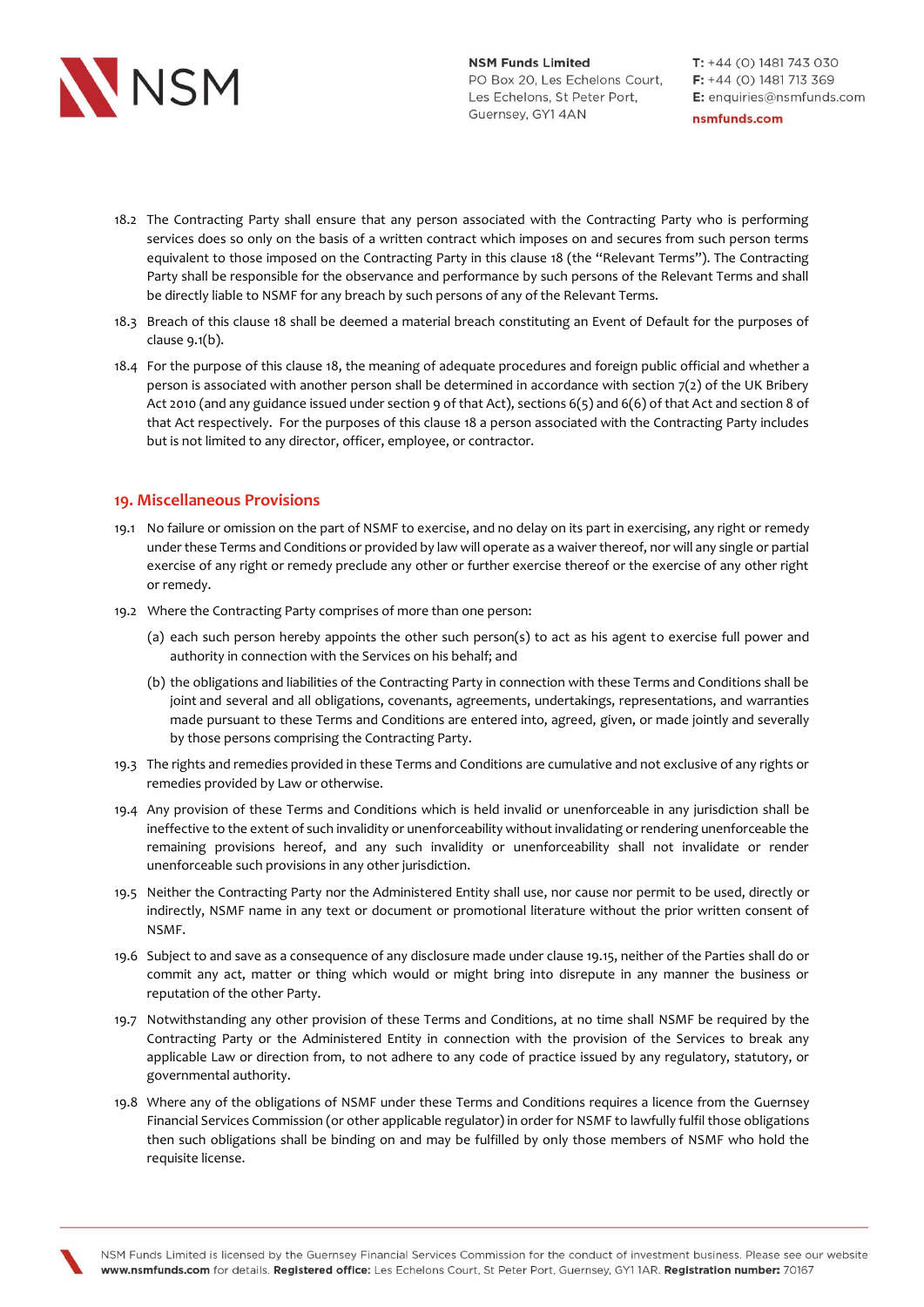18.2 The Contracting Party shall ensure that any person associated with the Contracting Party who is performing services does so only on the basis of a written contract which imposes on and secures from such person terms equivalent to those imposed on the Contracting Party in this clause 18 (the "Relevant Terms"). The Contracting Party shall be responsible for the observance and performance by such persons of the Relevant Terms and shall be directly liable to NSMF for any breach by such persons of any of the Relevant Terms.

18.3 Breach of this clause 18 shall be deemed a material breach constituting an Event of Default for the purposes of clause 9.1(b).

18.4 For the purpose of this clause 18, the meaning of adequate procedures and foreign public official and whether a person is associated with another person shall be determined in accordance with section 7(2) of the UK Bribery Act 2010 (and any guidance issued under section 9 of that Act), sections 6(5) and 6(6) of that Act and section 8 of that Act respectively. For the purposes of this clause 18 a person associated with the Contracting Party includes but is not limited to any director, officer, employee, or contractor.

## 19. Miscellaneous Provisions

19.1 No failure or omission on the part of NSMF to exercise, and no delay on its part in exercising, any right or remedy under these Terms and Conditions or provided by law will operate as a waiver thereof, nor will any single or partial exercise of any right or remedy preclude any other or further exercise thereof or the exercise of any other right or remedy.

19.2 Where the Contracting Party comprises of more than one person:

(a) each such person hereby appoints the other such person(s) to act as his agent to exercise full power and authority in connection with the Services on his behalf; and

(b) the obligations and liabilities of the Contracting Party in connection with these Terms and Conditions shall be joint and several and all obligations, covenants, agreements, undertakings, representations, and warranties made pursuant to these Terms and Conditions are entered into, agreed, given, or made jointly and severally by those persons comprising the Contracting Party.

19.3 The rights and remedies provided in these Terms and Conditions are cumulative and not exclusive of any rights or remedies provided by Law or otherwise.

19.4 Any provision of these Terms and Conditions which is held invalid or unenforceable in any jurisdiction shall be ineffective to the extent of such invalidity or unenforceability without invalidating or rendering unenforceable the remaining provisions hereof, and any such invalidity or unenforceability shall not invalidate or render unenforceable such provisions in any other jurisdiction.

19.5 Neither the Contracting Party nor the Administered Entity shall use, nor cause nor permit to be used, directly or indirectly, NSMF name in any text or document or promotional literature without the prior written consent of NSMF.

19.6 Subject to and save as a consequence of any disclosure made under clause 19.15, neither of the Parties shall do or commit any act, matter or thing which would or might bring into disrepute in any manner the business or reputation of the other Party.

19.7 Notwithstanding any other provision of these Terms and Conditions, at no time shall NSMF be required by the Contracting Party or the Administered Entity in connection with the provision of the Services to break any applicable Law or direction from, to not adhere to any code of practice issued by any regulatory, statutory, or governmental authority.

19.8 Where any of the obligations of NSMF under these Terms and Conditions requires a licence from the Guernsey Financial Services Commission (or other applicable regulator) in order for NSMF to lawfully fulfil those obligations then such obligations shall be binding on and may be fulfilled by only those members of NSMF who hold the requisite license.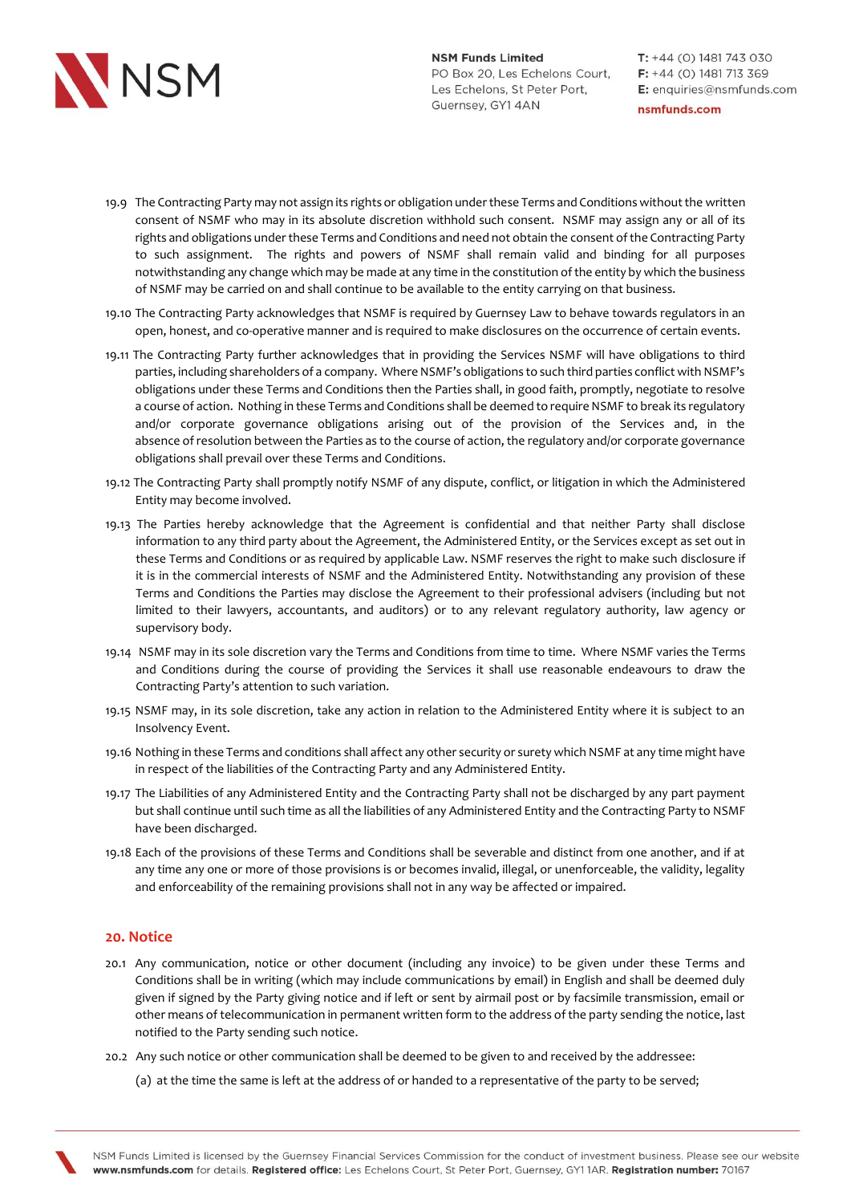19.9 The Contracting Party may not assign its rights or obligation under these Terms and Conditions without the written consent of NSMF who may in its absolute discretion withhold such consent. NSMF may assign any or all of its rights and obligations under these Terms and Conditions and need not obtain the consent of the Contracting Party to such assignment. The rights and powers of NSMF shall remain valid and binding for all purposes notwithstanding any change which may be made at any time in the constitution of the entity by which the business of NSMF may be carried on and shall continue to be available to the entity carrying on that business.

19.10 The Contracting Party acknowledges that NSMF is required by Guernsey Law to behave towards regulators in an open, honest, and co-operative manner and is required to make disclosures on the occurrence of certain events.

19.11 The Contracting Party further acknowledges that in providing the Services NSMF will have obligations to third parties, including shareholders of a company. Where NSMF's obligations to such third parties conflict with NSMF's obligations under these Terms and Conditions then the Parties shall, in good faith, promptly, negotiate to resolve a course of action. Nothing in these Terms and Conditions shall be deemed to require NSMF to break its regulatory and/or corporate governance obligations arising out of the provision of the Services and, in the absence of resolution between the Parties as to the course of action, the regulatory and/or corporate governance obligations shall prevail over these Terms and Conditions.

19.12 The Contracting Party shall promptly notify NSMF of any dispute, conflict, or litigation in which the Administered Entity may become involved.

19.13 The Parties hereby acknowledge that the Agreement is confidential and that neither Party shall disclose information to any third party about the Agreement, the Administered Entity, or the Services except as set out in these Terms and Conditions or as required by applicable Law. NSMF reserves the right to make such disclosure if it is in the commercial interests of NSMF and the Administered Entity. Notwithstanding any provision of these Terms and Conditions the Parties may disclose the Agreement to their professional advisers (including but not limited to their lawyers, accountants, and auditors) or to any relevant regulatory authority, law agency or supervisory body.

19.14 NSMF may in its sole discretion vary the Terms and Conditions from time to time. Where NSMF varies the Terms and Conditions during the course of providing the Services it shall use reasonable endeavours to draw the Contracting Party's attention to such variation.

19.15 NSMF may, in its sole discretion, take any action in relation to the Administered Entity where it is subject to an Insolvency Event.

19.16 Nothing in these Terms and conditions shall affect any other security or surety which NSMF at any time might have in respect of the liabilities of the Contracting Party and any Administered Entity.

19.17 The Liabilities of any Administered Entity and the Contracting Party shall not be discharged by any part payment but shall continue until such time as all the liabilities of any Administered Entity and the Contracting Party to NSMF have been discharged.

19.18 Each of the provisions of these Terms and Conditions shall be severable and distinct from one another, and if at any time any one or more of those provisions is or becomes invalid, illegal, or unenforceable, the validity, legality and enforceability of the remaining provisions shall not in any way be affected or impaired.

## 20. Notice

20.1 Any communication, notice or other document (including any invoice) to be given under these Terms and Conditions shall be in writing (which may include communications by email) in English and shall be deemed duly given if signed by the Party giving notice and if left or sent by airmail post or by facsimile transmission, email or other means of telecommunication in permanent written form to the address of the party sending the notice, last notified to the Party sending such notice.

20.2 Any such notice or other communication shall be deemed to be given to and received by the addressee:

(a) at the time the same is left at the address of or handed to a representative of the party to be served;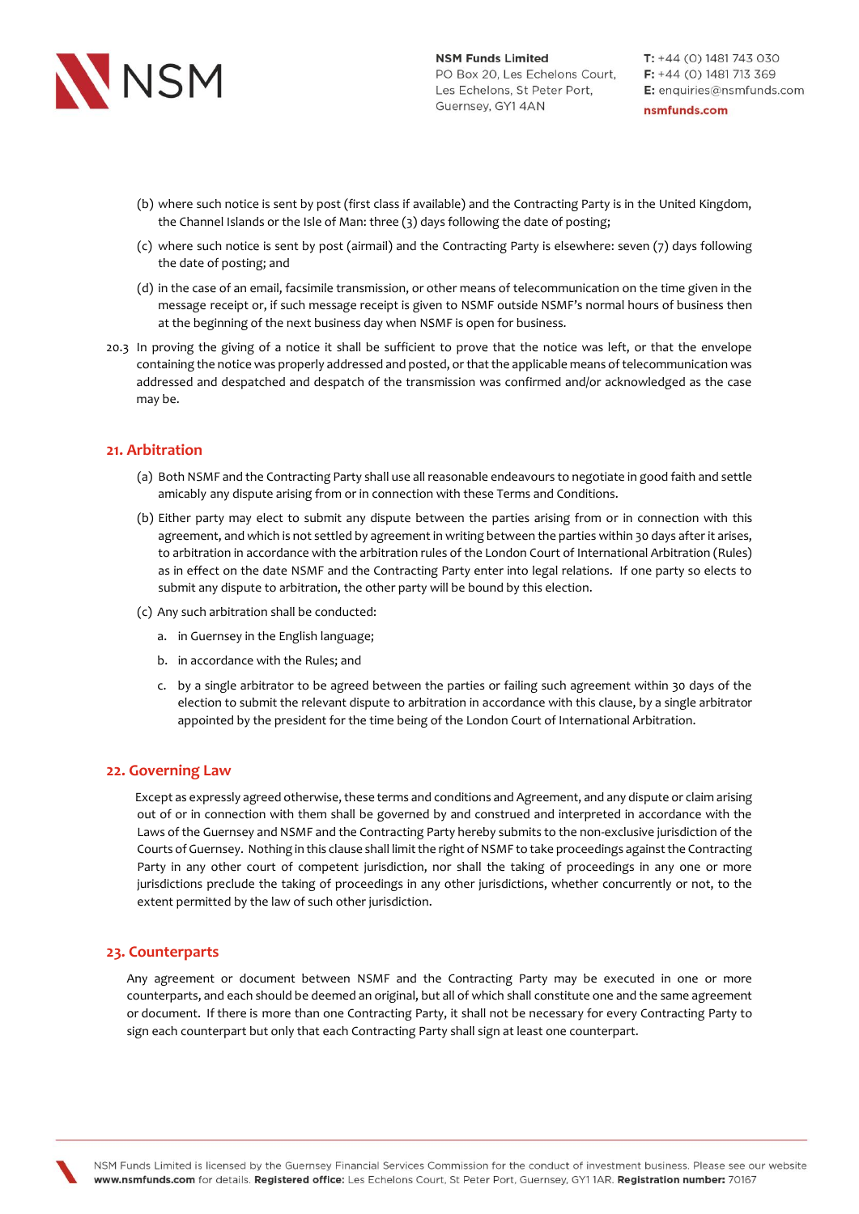(b) where such notice is sent by post (first class if available) and the Contracting Party is in the United Kingdom, the Channel Islands or the Isle of Man: three (3) days following the date of posting;

(c) where such notice is sent by post (airmail) and the Contracting Party is elsewhere: seven (7) days following the date of posting; and

(d) in the case of an email, facsimile transmission, or other means of telecommunication on the time given in the message receipt or, if such message receipt is given to NSMF outside NSMF's normal hours of business then at the beginning of the next business day when NSMF is open for business.

20.3 In proving the giving of a notice it shall be sufficient to prove that the notice was left, or that the envelope containing the notice was properly addressed and posted, or that the applicable means of telecommunication was addressed and despatched and despatch of the transmission was confirmed and/or acknowledged as the case may be.

## 21. Arbitration

(a) Both NSMF and the Contracting Party shall use all reasonable endeavours to negotiate in good faith and settle amicably any dispute arising from or in connection with these Terms and Conditions.

(b) Either party may elect to submit any dispute between the parties arising from or in connection with this agreement, and which is not settled by agreement in writing between the parties within 30 days after it arises, to arbitration in accordance with the arbitration rules of the London Court of International Arbitration (Rules) as in effect on the date NSMF and the Contracting Party enter into legal relations. If one party so elects to submit any dispute to arbitration, the other party will be bound by this election.

(c) Any such arbitration shall be conducted:

a. in Guernsey in the English language;

b. in accordance with the Rules; and

c. by a single arbitrator to be agreed between the parties or failing such agreement within 30 days of the election to submit the relevant dispute to arbitration in accordance with this clause, by a single arbitrator appointed by the president for the time being of the London Court of International Arbitration.

## 22. Governing Law

Except as expressly agreed otherwise, these terms and conditions and Agreement, and any dispute or claim arising out of or in connection with them shall be governed by and construed and interpreted in accordance with the Laws of the Guernsey and NSMF and the Contracting Party hereby submits to the non-exclusive jurisdiction of the Courts of Guernsey. Nothing in this clause shall limit the right of NSMF to take proceedings against the Contracting Party in any other court of competent jurisdiction, nor shall the taking of proceedings in any one or more jurisdictions preclude the taking of proceedings in any other jurisdictions, whether concurrently or not, to the extent permitted by the law of such other jurisdiction.

## 23. Counterparts

Any agreement or document between NSMF and the Contracting Party may be executed in one or more counterparts, and each should be deemed an original, but all of which shall constitute one and the same agreement or document. If there is more than one Contracting Party, it shall not be necessary for every Contracting Party to sign each counterpart but only that each Contracting Party shall sign at least one counterpart.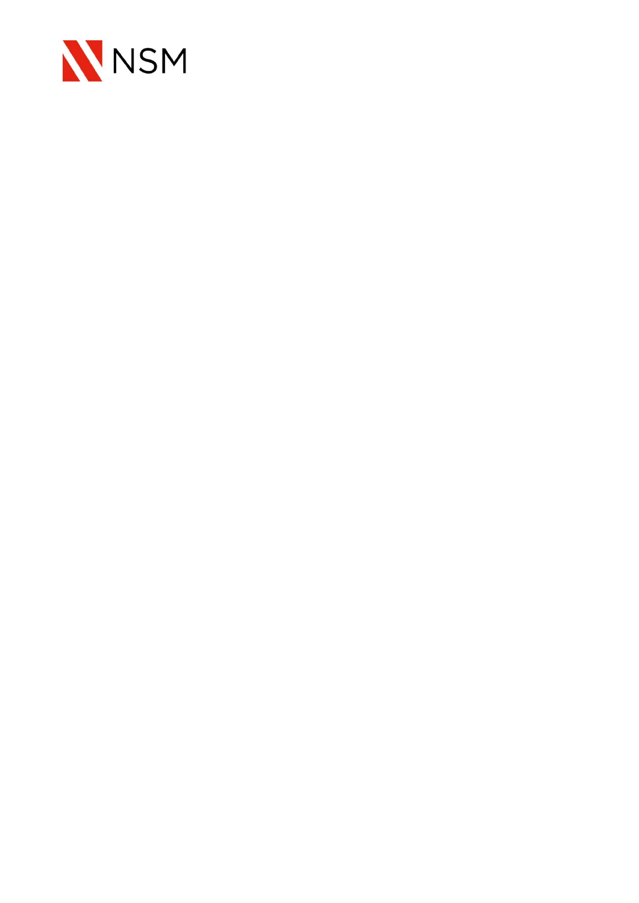NSM